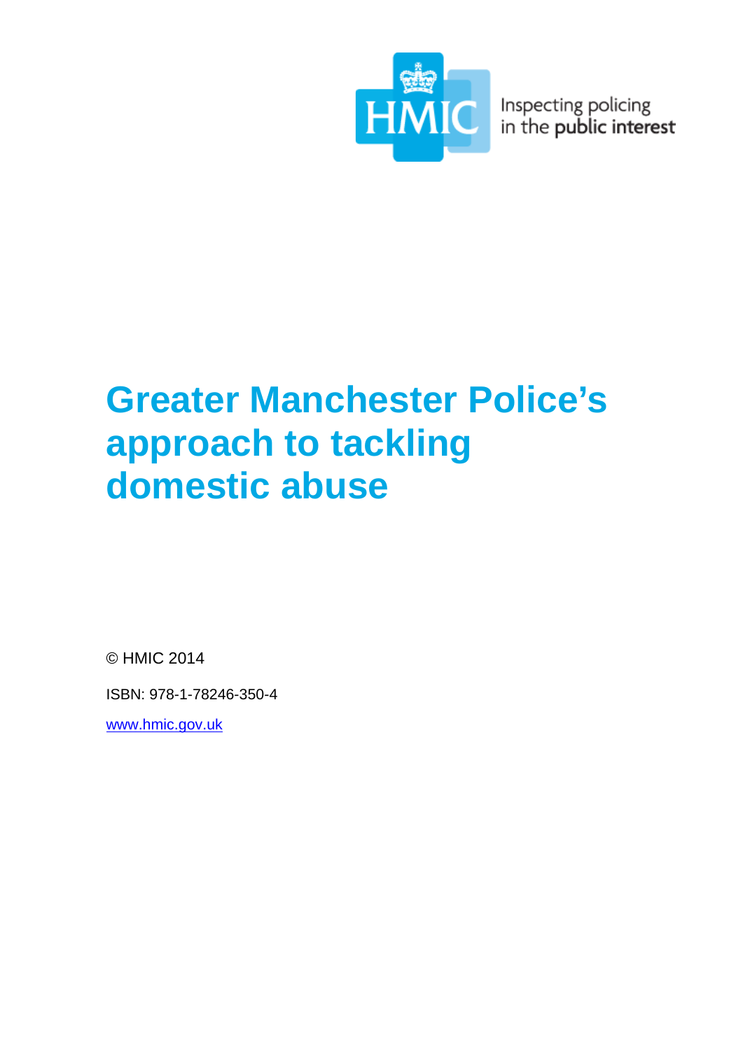HMIC

Inspecting policing in the public interest

# Greater Manchester Police's approach to tackling domestic abuse

© HMIC 2014

ISBN: 978-1-78246-350-4

www.hmic.gov.uk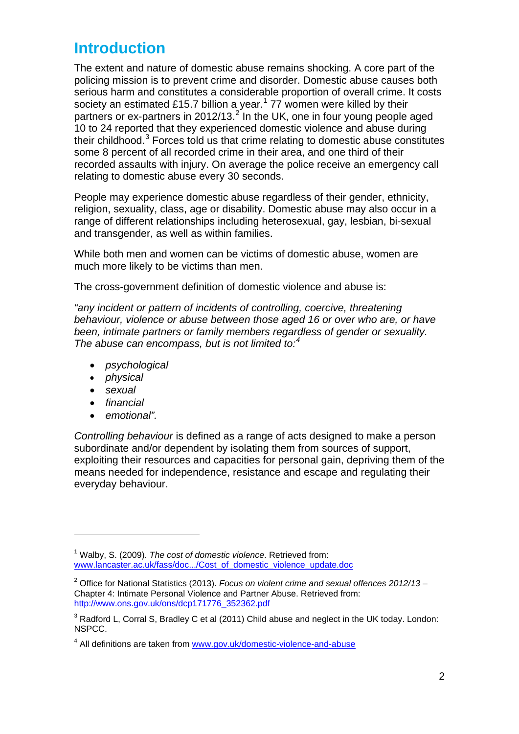# Introduction

The extent and nature of domestic abuse remains shocking. A core part of the policing mission is to prevent crime and disorder. Domestic abuse causes both serious harm and constitutes a considerable proportion of overall crime. It costs society an estimated £15.7 billion a year.[1] 77 women were killed by their partners or ex-partners in 2012/13.[2] In the UK, one in four young people aged 10 to 24 reported that they experienced domestic violence and abuse during their childhood.[3] Forces told us that crime relating to domestic abuse constitutes some 8 percent of all recorded crime in their area, and one third of their recorded assaults with injury. On average the police receive an emergency call relating to domestic abuse every 30 seconds.

People may experience domestic abuse regardless of their gender, ethnicity, religion, sexuality, class, age or disability. Domestic abuse may also occur in a range of different relationships including heterosexual, gay, lesbian, bi-sexual and transgender, as well as within families.

While both men and women can be victims of domestic abuse, women are much more likely to be victims than men.

The cross-government definition of domestic violence and abuse is:

*"any incident or pattern of incidents of controlling, coercive, threatening behaviour, violence or abuse between those aged 16 or over who are, or have been, intimate partners or family members regardless of gender or sexuality. The abuse can encompass, but is not limited to:*[4]

- *psychological*
- *physical*
- *sexual*
- *financial*
- *emotional".*

*Controlling behaviour* is defined as a range of acts designed to make a person subordinate and/or dependent by isolating them from sources of support, exploiting their resources and capacities for personal gain, depriving them of the means needed for independence, resistance and escape and regulating their everyday behaviour.

---

[1] Walby, S. (2009). *The cost of domestic violence*. Retrieved from: www.lancaster.ac.uk/fass/doc.../Cost_of_domestic_violence_update.doc

[2] Office for National Statistics (2013). *Focus on violent crime and sexual offences 2012/13 –* Chapter 4: Intimate Personal Violence and Partner Abuse. Retrieved from: http://www.ons.gov.uk/ons/dcp171776_352362.pdf

[3] Radford L, Corral S, Bradley C et al (2011) Child abuse and neglect in the UK today. London: NSPCC.

[4] All definitions are taken from www.gov.uk/domestic-violence-and-abuse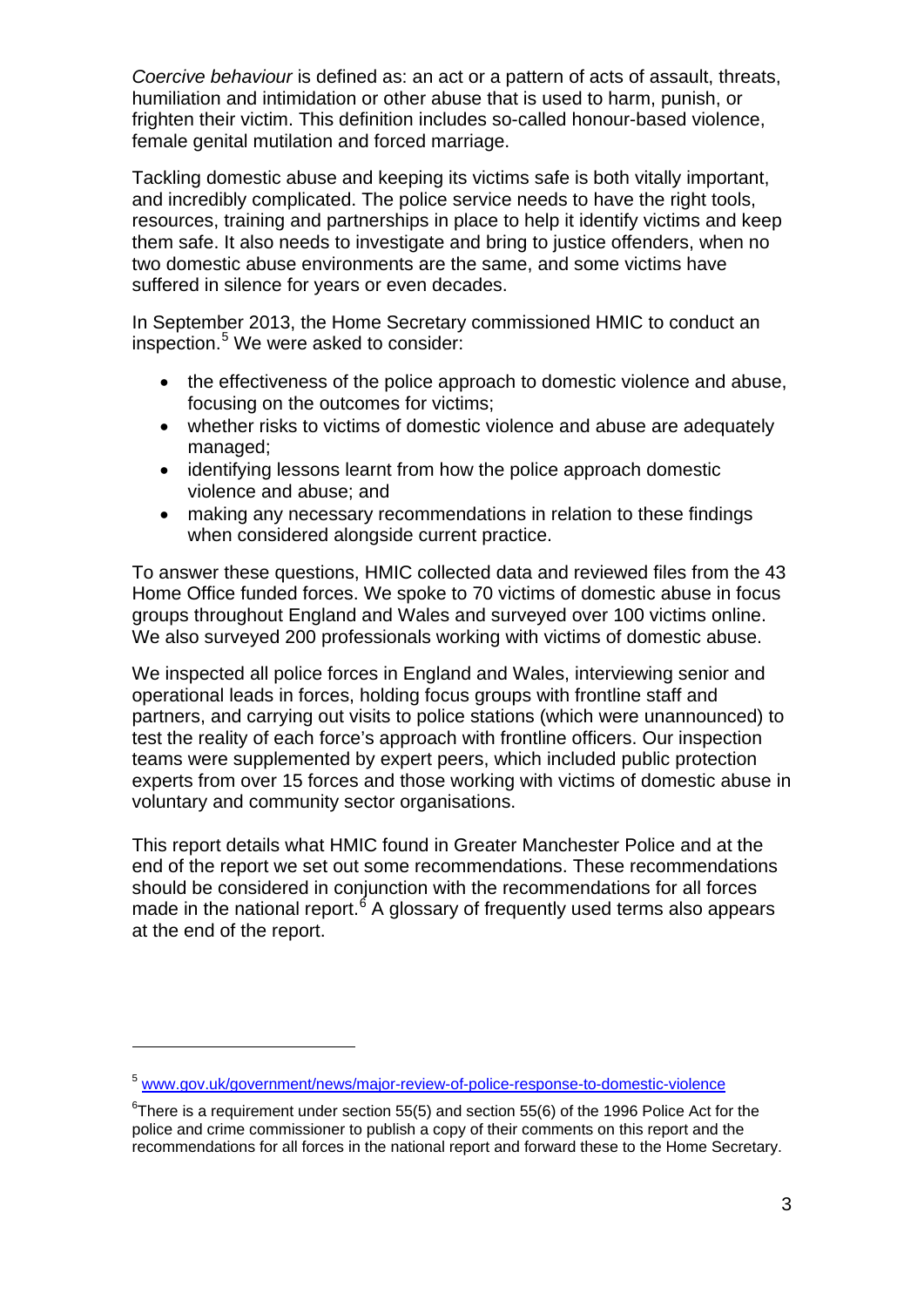*Coercive behaviour* is defined as: an act or a pattern of acts of assault, threats, humiliation and intimidation or other abuse that is used to harm, punish, or frighten their victim. This definition includes so-called honour-based violence, female genital mutilation and forced marriage.

Tackling domestic abuse and keeping its victims safe is both vitally important, and incredibly complicated. The police service needs to have the right tools, resources, training and partnerships in place to help it identify victims and keep them safe. It also needs to investigate and bring to justice offenders, when no two domestic abuse environments are the same, and some victims have suffered in silence for years or even decades.

In September 2013, the Home Secretary commissioned HMIC to conduct an inspection.[5] We were asked to consider:

- the effectiveness of the police approach to domestic violence and abuse, focusing on the outcomes for victims;
- whether risks to victims of domestic violence and abuse are adequately managed;
- identifying lessons learnt from how the police approach domestic violence and abuse; and
- making any necessary recommendations in relation to these findings when considered alongside current practice.

To answer these questions, HMIC collected data and reviewed files from the 43 Home Office funded forces. We spoke to 70 victims of domestic abuse in focus groups throughout England and Wales and surveyed over 100 victims online. We also surveyed 200 professionals working with victims of domestic abuse.

We inspected all police forces in England and Wales, interviewing senior and operational leads in forces, holding focus groups with frontline staff and partners, and carrying out visits to police stations (which were unannounced) to test the reality of each force's approach with frontline officers. Our inspection teams were supplemented by expert peers, which included public protection experts from over 15 forces and those working with victims of domestic abuse in voluntary and community sector organisations.

This report details what HMIC found in Greater Manchester Police and at the end of the report we set out some recommendations. These recommendations should be considered in conjunction with the recommendations for all forces made in the national report.[6] A glossary of frequently used terms also appears at the end of the report.

---

[5] www.gov.uk/government/news/major-review-of-police-response-to-domestic-violence

[6] There is a requirement under section 55(5) and section 55(6) of the 1996 Police Act for the police and crime commissioner to publish a copy of their comments on this report and the recommendations for all forces in the national report and forward these to the Home Secretary.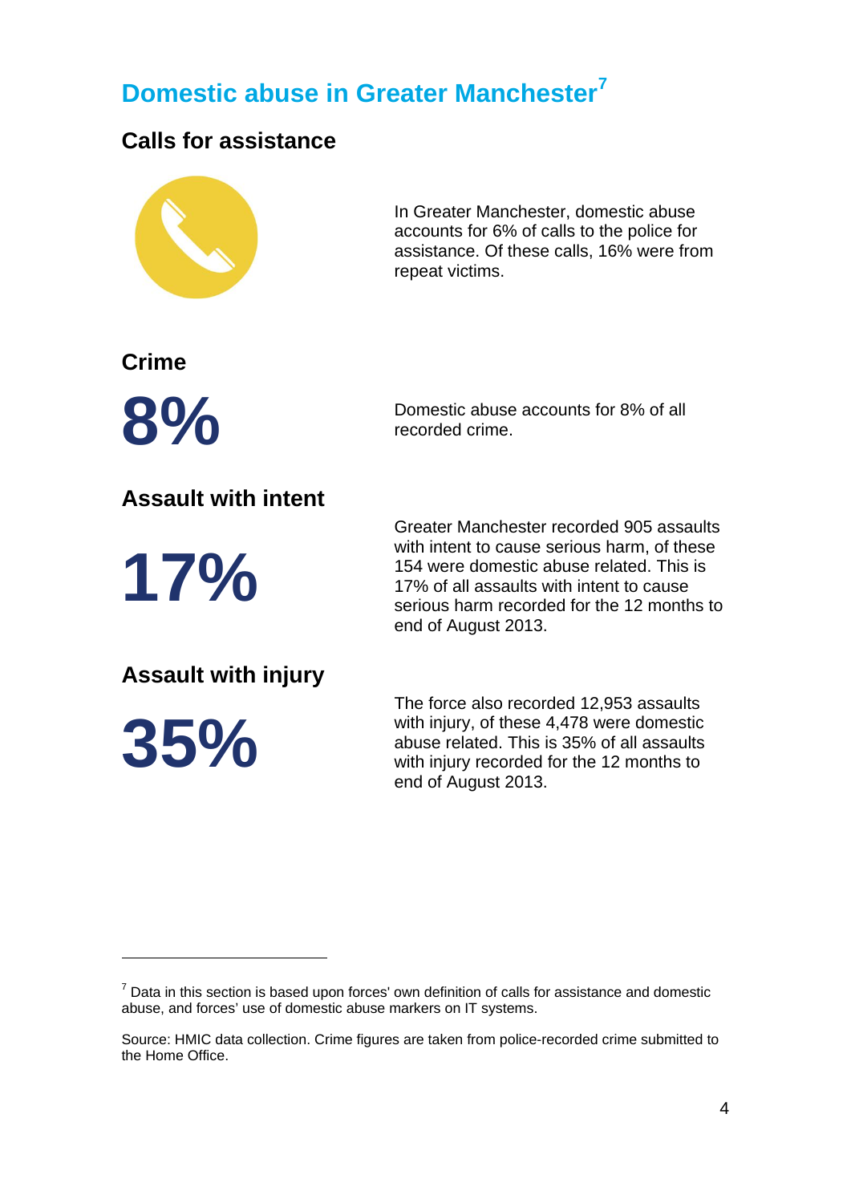# Domestic abuse in Greater Manchester[7]

## Calls for assistance

In Greater Manchester, domestic abuse accounts for 6% of calls to the police for assistance. Of these calls, 16% were from repeat victims.

## Crime

**8%**

Domestic abuse accounts for 8% of all recorded crime.

## Assault with intent

**17%**

Greater Manchester recorded 905 assaults with intent to cause serious harm, of these 154 were domestic abuse related. This is 17% of all assaults with intent to cause serious harm recorded for the 12 months to end of August 2013.

## Assault with injury

**35%**

The force also recorded 12,953 assaults with injury, of these 4,478 were domestic abuse related. This is 35% of all assaults with injury recorded for the 12 months to end of August 2013.

---

[7] Data in this section is based upon forces' own definition of calls for assistance and domestic abuse, and forces' use of domestic abuse markers on IT systems.

Source: HMIC data collection. Crime figures are taken from police-recorded crime submitted to the Home Office.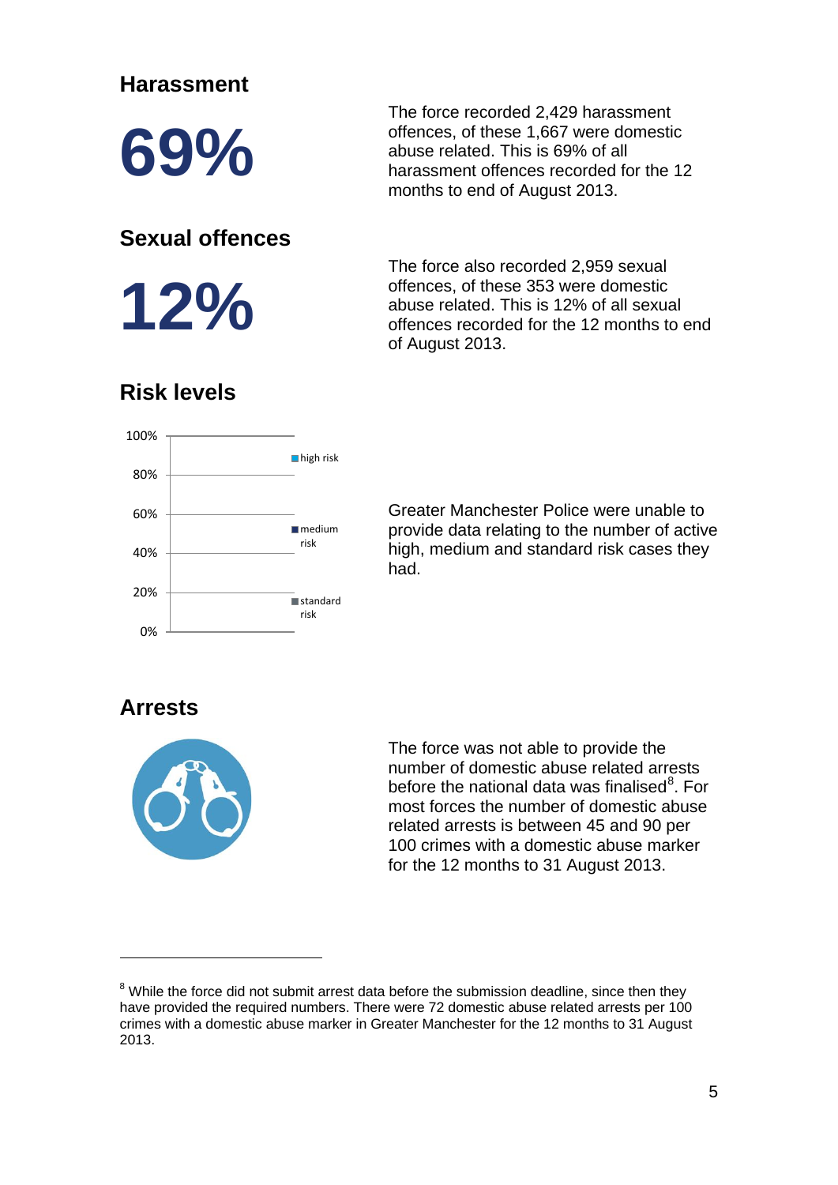## Harassment

**69%**

The force recorded 2,429 harassment offences, of these 1,667 were domestic abuse related. This is 69% of all harassment offences recorded for the 12 months to end of August 2013.

## Sexual offences

**12%**

The force also recorded 2,959 sexual offences, of these 353 were domestic abuse related. This is 12% of all sexual offences recorded for the 12 months to end of August 2013.

## Risk levels

100%
80%
60%
40%
20%
0%

high risk
medium risk
standard risk

Greater Manchester Police were unable to provide data relating to the number of active high, medium and standard risk cases they had.

## Arrests

The force was not able to provide the number of domestic abuse related arrests before the national data was finalised[8]. For most forces the number of domestic abuse related arrests is between 45 and 90 per 100 crimes with a domestic abuse marker for the 12 months to 31 August 2013.

[8] While the force did not submit arrest data before the submission deadline, since then they have provided the required numbers. There were 72 domestic abuse related arrests per 100 crimes with a domestic abuse marker in Greater Manchester for the 12 months to 31 August 2013.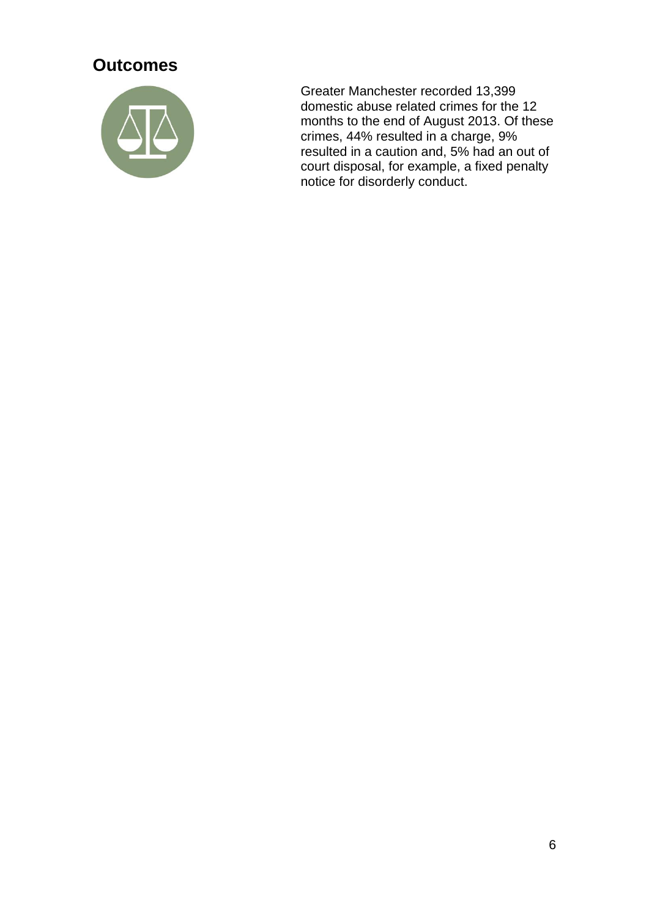## Outcomes

Greater Manchester recorded 13,399 domestic abuse related crimes for the 12 months to the end of August 2013. Of these crimes, 44% resulted in a charge, 9% resulted in a caution and, 5% had an out of court disposal, for example, a fixed penalty notice for disorderly conduct.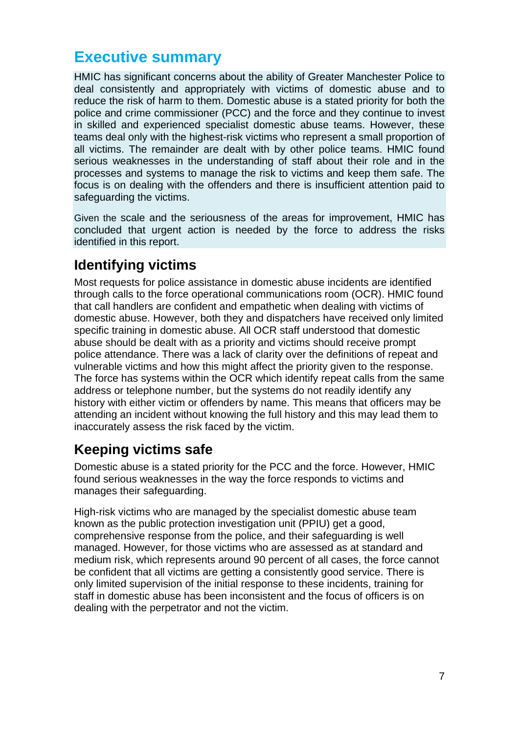# Executive summary

HMIC has significant concerns about the ability of Greater Manchester Police to deal consistently and appropriately with victims of domestic abuse and to reduce the risk of harm to them. Domestic abuse is a stated priority for both the police and crime commissioner (PCC) and the force and they continue to invest in skilled and experienced specialist domestic abuse teams. However, these teams deal only with the highest-risk victims who represent a small proportion of all victims. The remainder are dealt with by other police teams. HMIC found serious weaknesses in the understanding of staff about their role and in the processes and systems to manage the risk to victims and keep them safe. The focus is on dealing with the offenders and there is insufficient attention paid to safeguarding the victims.

Given the scale and the seriousness of the areas for improvement, HMIC has concluded that urgent action is needed by the force to address the risks identified in this report.

## Identifying victims

Most requests for police assistance in domestic abuse incidents are identified through calls to the force operational communications room (OCR). HMIC found that call handlers are confident and empathetic when dealing with victims of domestic abuse. However, both they and dispatchers have received only limited specific training in domestic abuse. All OCR staff understood that domestic abuse should be dealt with as a priority and victims should receive prompt police attendance. There was a lack of clarity over the definitions of repeat and vulnerable victims and how this might affect the priority given to the response. The force has systems within the OCR which identify repeat calls from the same address or telephone number, but the systems do not readily identify any history with either victim or offenders by name. This means that officers may be attending an incident without knowing the full history and this may lead them to inaccurately assess the risk faced by the victim.

## Keeping victims safe

Domestic abuse is a stated priority for the PCC and the force. However, HMIC found serious weaknesses in the way the force responds to victims and manages their safeguarding.

High-risk victims who are managed by the specialist domestic abuse team known as the public protection investigation unit (PPIU) get a good, comprehensive response from the police, and their safeguarding is well managed. However, for those victims who are assessed as at standard and medium risk, which represents around 90 percent of all cases, the force cannot be confident that all victims are getting a consistently good service. There is only limited supervision of the initial response to these incidents, training for staff in domestic abuse has been inconsistent and the focus of officers is on dealing with the perpetrator and not the victim.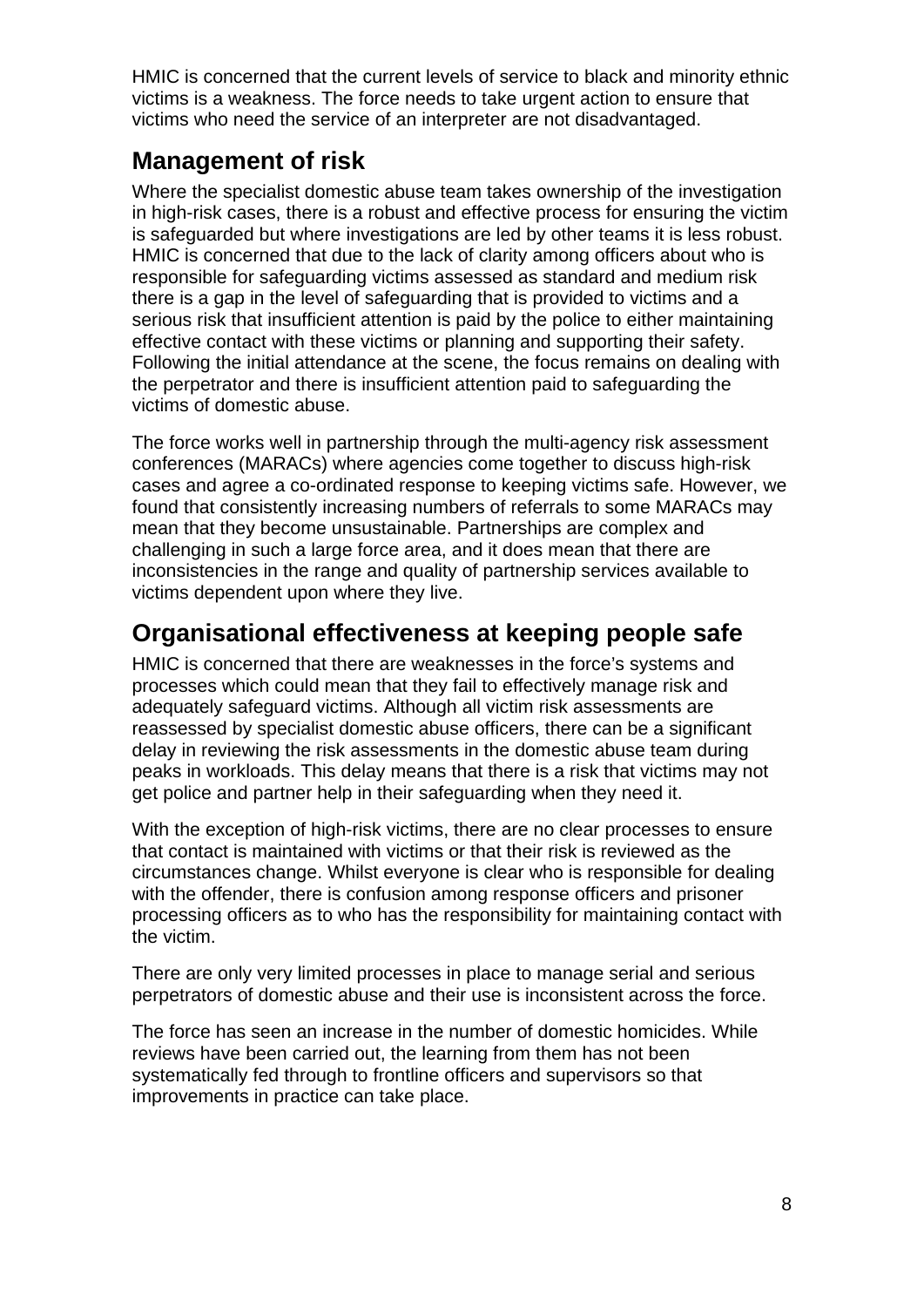HMIC is concerned that the current levels of service to black and minority ethnic victims is a weakness. The force needs to take urgent action to ensure that victims who need the service of an interpreter are not disadvantaged.

## Management of risk

Where the specialist domestic abuse team takes ownership of the investigation in high-risk cases, there is a robust and effective process for ensuring the victim is safeguarded but where investigations are led by other teams it is less robust. HMIC is concerned that due to the lack of clarity among officers about who is responsible for safeguarding victims assessed as standard and medium risk there is a gap in the level of safeguarding that is provided to victims and a serious risk that insufficient attention is paid by the police to either maintaining effective contact with these victims or planning and supporting their safety. Following the initial attendance at the scene, the focus remains on dealing with the perpetrator and there is insufficient attention paid to safeguarding the victims of domestic abuse.

The force works well in partnership through the multi-agency risk assessment conferences (MARACs) where agencies come together to discuss high-risk cases and agree a co-ordinated response to keeping victims safe. However, we found that consistently increasing numbers of referrals to some MARACs may mean that they become unsustainable. Partnerships are complex and challenging in such a large force area, and it does mean that there are inconsistencies in the range and quality of partnership services available to victims dependent upon where they live.

## Organisational effectiveness at keeping people safe

HMIC is concerned that there are weaknesses in the force's systems and processes which could mean that they fail to effectively manage risk and adequately safeguard victims. Although all victim risk assessments are reassessed by specialist domestic abuse officers, there can be a significant delay in reviewing the risk assessments in the domestic abuse team during peaks in workloads. This delay means that there is a risk that victims may not get police and partner help in their safeguarding when they need it.

With the exception of high-risk victims, there are no clear processes to ensure that contact is maintained with victims or that their risk is reviewed as the circumstances change. Whilst everyone is clear who is responsible for dealing with the offender, there is confusion among response officers and prisoner processing officers as to who has the responsibility for maintaining contact with the victim.

There are only very limited processes in place to manage serial and serious perpetrators of domestic abuse and their use is inconsistent across the force.

The force has seen an increase in the number of domestic homicides. While reviews have been carried out, the learning from them has not been systematically fed through to frontline officers and supervisors so that improvements in practice can take place.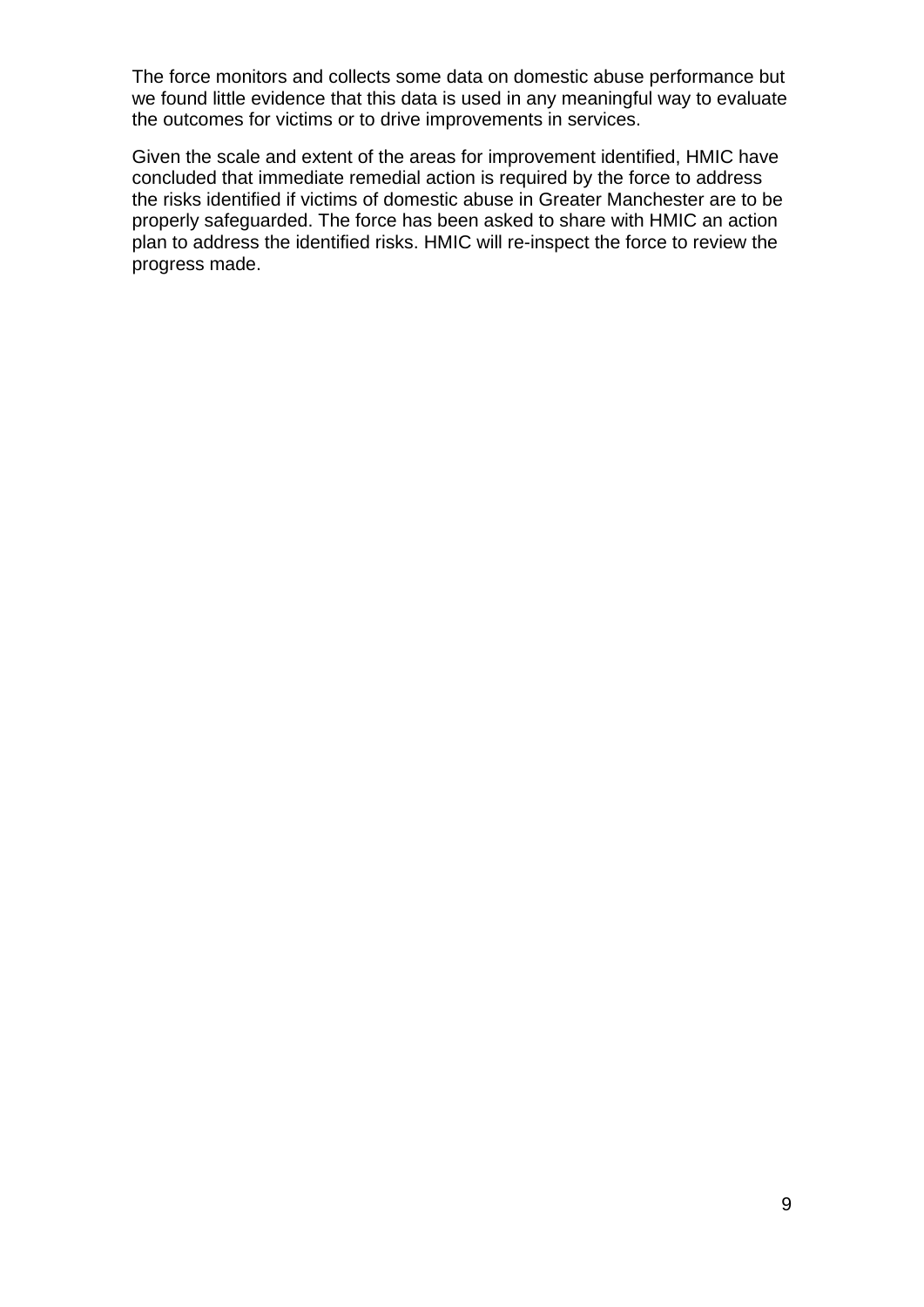The force monitors and collects some data on domestic abuse performance but we found little evidence that this data is used in any meaningful way to evaluate the outcomes for victims or to drive improvements in services.

Given the scale and extent of the areas for improvement identified, HMIC have concluded that immediate remedial action is required by the force to address the risks identified if victims of domestic abuse in Greater Manchester are to be properly safeguarded. The force has been asked to share with HMIC an action plan to address the identified risks. HMIC will re-inspect the force to review the progress made.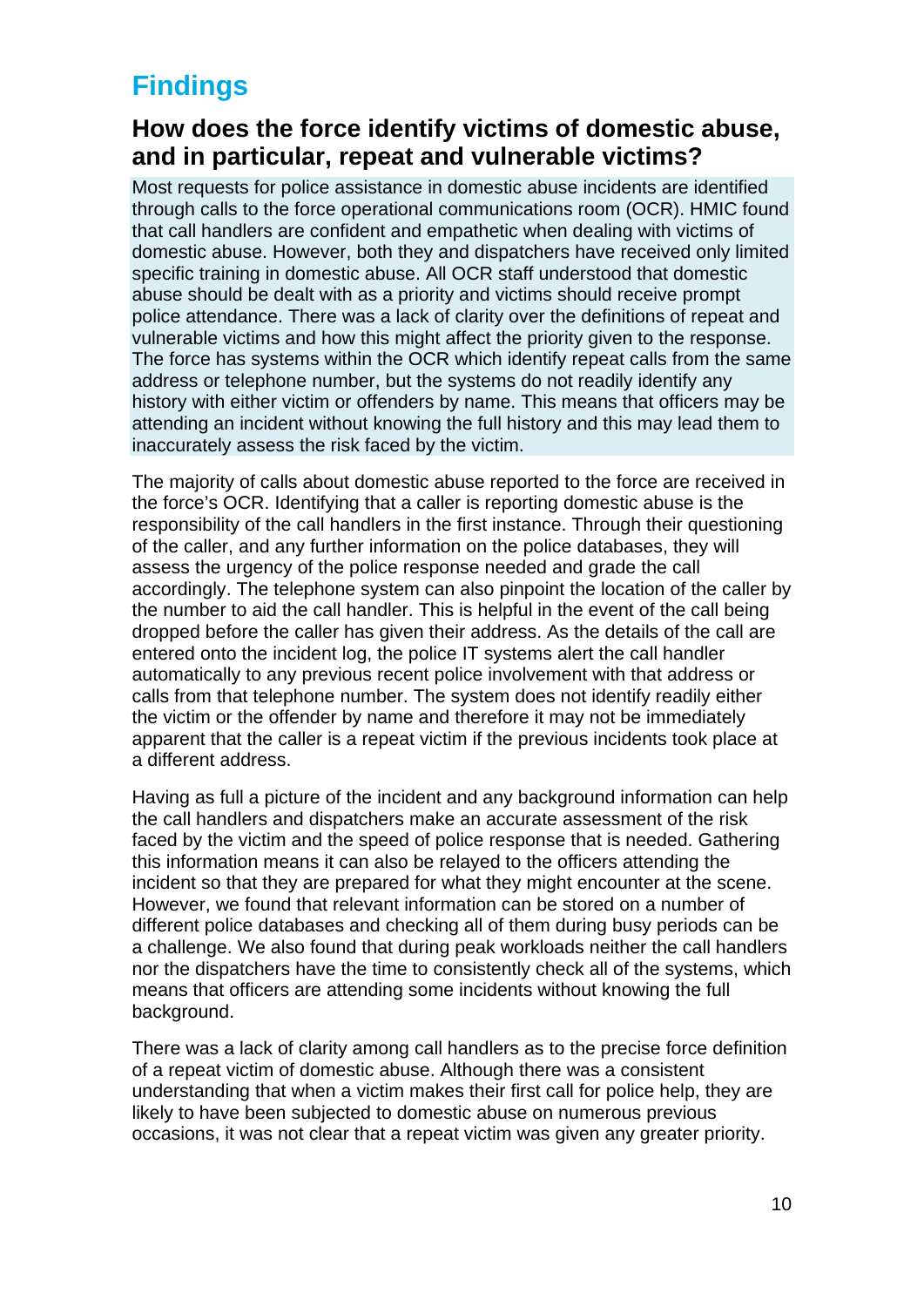# Findings

## How does the force identify victims of domestic abuse, and in particular, repeat and vulnerable victims?

Most requests for police assistance in domestic abuse incidents are identified through calls to the force operational communications room (OCR). HMIC found that call handlers are confident and empathetic when dealing with victims of domestic abuse. However, both they and dispatchers have received only limited specific training in domestic abuse. All OCR staff understood that domestic abuse should be dealt with as a priority and victims should receive prompt police attendance. There was a lack of clarity over the definitions of repeat and vulnerable victims and how this might affect the priority given to the response. The force has systems within the OCR which identify repeat calls from the same address or telephone number, but the systems do not readily identify any history with either victim or offenders by name. This means that officers may be attending an incident without knowing the full history and this may lead them to inaccurately assess the risk faced by the victim.

The majority of calls about domestic abuse reported to the force are received in the force's OCR. Identifying that a caller is reporting domestic abuse is the responsibility of the call handlers in the first instance. Through their questioning of the caller, and any further information on the police databases, they will assess the urgency of the police response needed and grade the call accordingly. The telephone system can also pinpoint the location of the caller by the number to aid the call handler. This is helpful in the event of the call being dropped before the caller has given their address. As the details of the call are entered onto the incident log, the police IT systems alert the call handler automatically to any previous recent police involvement with that address or calls from that telephone number. The system does not identify readily either the victim or the offender by name and therefore it may not be immediately apparent that the caller is a repeat victim if the previous incidents took place at a different address.

Having as full a picture of the incident and any background information can help the call handlers and dispatchers make an accurate assessment of the risk faced by the victim and the speed of police response that is needed. Gathering this information means it can also be relayed to the officers attending the incident so that they are prepared for what they might encounter at the scene. However, we found that relevant information can be stored on a number of different police databases and checking all of them during busy periods can be a challenge. We also found that during peak workloads neither the call handlers nor the dispatchers have the time to consistently check all of the systems, which means that officers are attending some incidents without knowing the full background.

There was a lack of clarity among call handlers as to the precise force definition of a repeat victim of domestic abuse. Although there was a consistent understanding that when a victim makes their first call for police help, they are likely to have been subjected to domestic abuse on numerous previous occasions, it was not clear that a repeat victim was given any greater priority.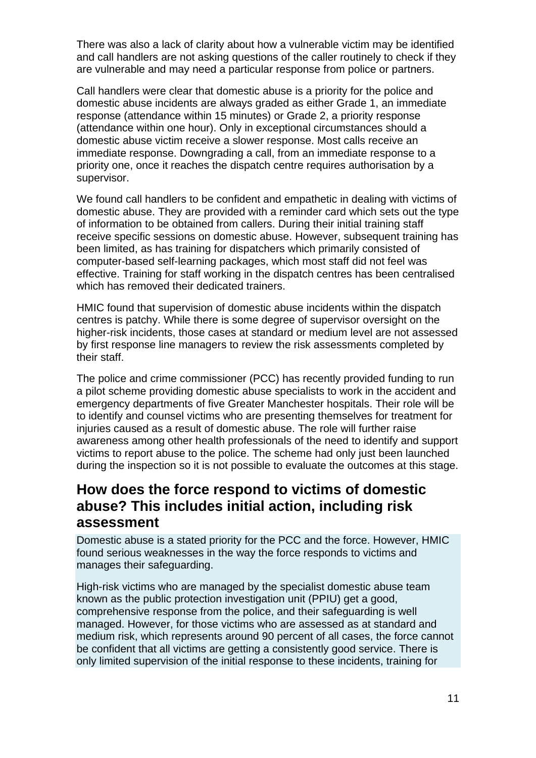There was also a lack of clarity about how a vulnerable victim may be identified and call handlers are not asking questions of the caller routinely to check if they are vulnerable and may need a particular response from police or partners.

Call handlers were clear that domestic abuse is a priority for the police and domestic abuse incidents are always graded as either Grade 1, an immediate response (attendance within 15 minutes) or Grade 2, a priority response (attendance within one hour). Only in exceptional circumstances should a domestic abuse victim receive a slower response. Most calls receive an immediate response. Downgrading a call, from an immediate response to a priority one, once it reaches the dispatch centre requires authorisation by a supervisor.

We found call handlers to be confident and empathetic in dealing with victims of domestic abuse. They are provided with a reminder card which sets out the type of information to be obtained from callers. During their initial training staff receive specific sessions on domestic abuse. However, subsequent training has been limited, as has training for dispatchers which primarily consisted of computer-based self-learning packages, which most staff did not feel was effective. Training for staff working in the dispatch centres has been centralised which has removed their dedicated trainers.

HMIC found that supervision of domestic abuse incidents within the dispatch centres is patchy. While there is some degree of supervisor oversight on the higher-risk incidents, those cases at standard or medium level are not assessed by first response line managers to review the risk assessments completed by their staff.

The police and crime commissioner (PCC) has recently provided funding to run a pilot scheme providing domestic abuse specialists to work in the accident and emergency departments of five Greater Manchester hospitals. Their role will be to identify and counsel victims who are presenting themselves for treatment for injuries caused as a result of domestic abuse. The role will further raise awareness among other health professionals of the need to identify and support victims to report abuse to the police. The scheme had only just been launched during the inspection so it is not possible to evaluate the outcomes at this stage.

## How does the force respond to victims of domestic abuse? This includes initial action, including risk assessment

Domestic abuse is a stated priority for the PCC and the force. However, HMIC found serious weaknesses in the way the force responds to victims and manages their safeguarding.

High-risk victims who are managed by the specialist domestic abuse team known as the public protection investigation unit (PPIU) get a good, comprehensive response from the police, and their safeguarding is well managed. However, for those victims who are assessed as at standard and medium risk, which represents around 90 percent of all cases, the force cannot be confident that all victims are getting a consistently good service. There is only limited supervision of the initial response to these incidents, training for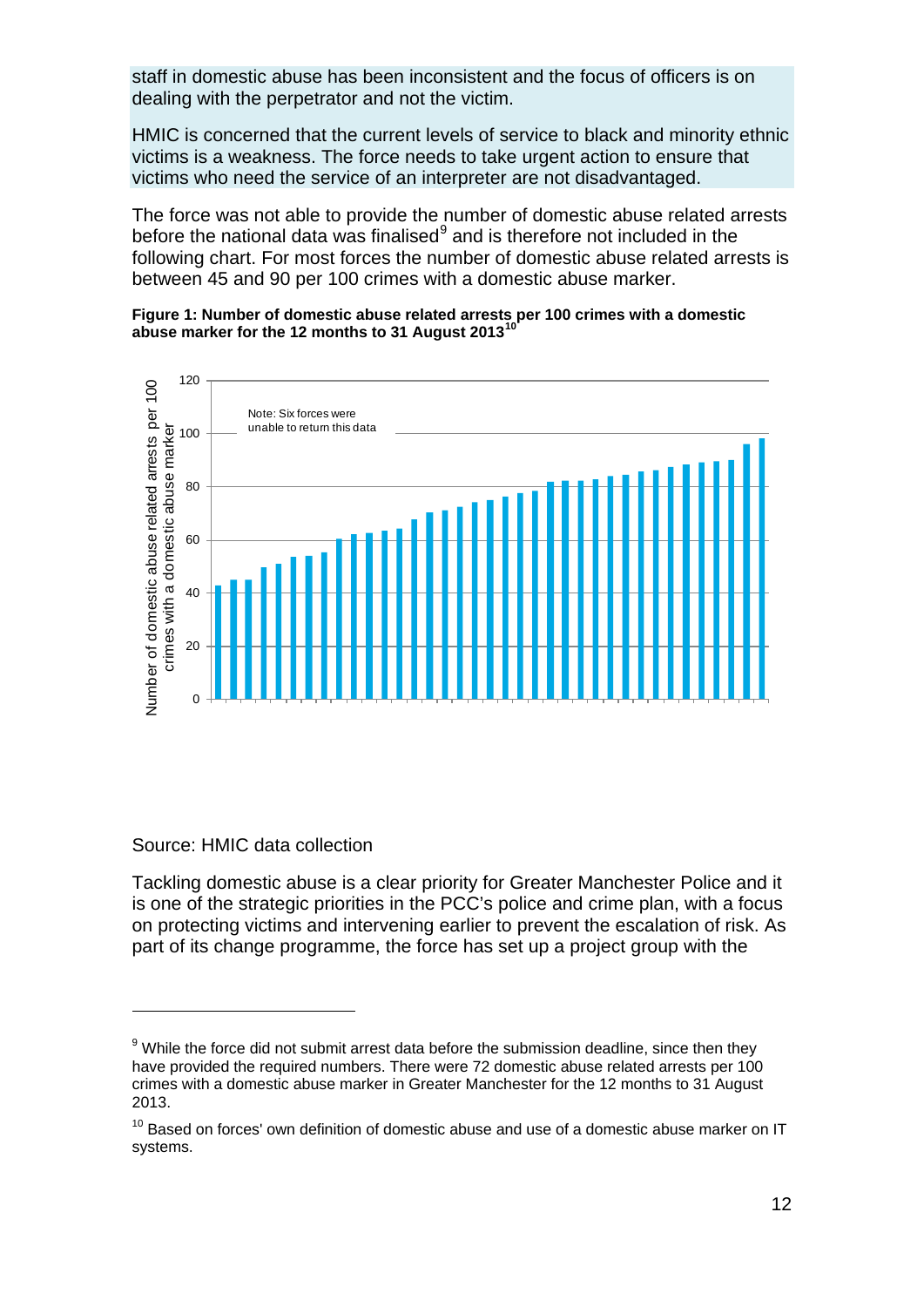staff in domestic abuse has been inconsistent and the focus of officers is on dealing with the perpetrator and not the victim.

HMIC is concerned that the current levels of service to black and minority ethnic victims is a weakness. The force needs to take urgent action to ensure that victims who need the service of an interpreter are not disadvantaged.

The force was not able to provide the number of domestic abuse related arrests before the national data was finalised[9] and is therefore not included in the following chart. For most forces the number of domestic abuse related arrests is between 45 and 90 per 100 crimes with a domestic abuse marker.

**Figure 1: Number of domestic abuse related arrests per 100 crimes with a domestic abuse marker for the 12 months to 31 August 2013[10]**

Source: HMIC data collection

Tackling domestic abuse is a clear priority for Greater Manchester Police and it is one of the strategic priorities in the PCC's police and crime plan, with a focus on protecting victims and intervening earlier to prevent the escalation of risk. As part of its change programme, the force has set up a project group with the

---

[9] While the force did not submit arrest data before the submission deadline, since then they have provided the required numbers. There were 72 domestic abuse related arrests per 100 crimes with a domestic abuse marker in Greater Manchester for the 12 months to 31 August 2013.

[10] Based on forces' own definition of domestic abuse and use of a domestic abuse marker on IT systems.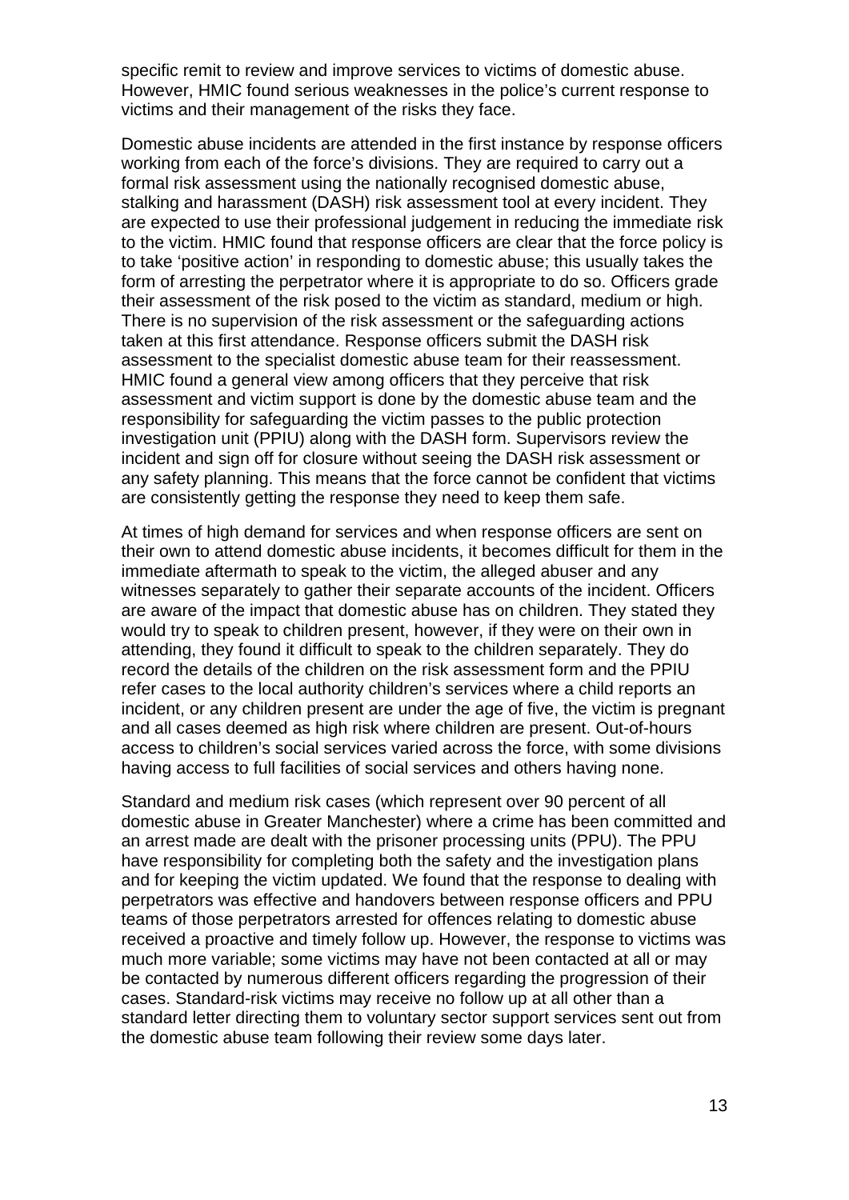specific remit to review and improve services to victims of domestic abuse. However, HMIC found serious weaknesses in the police's current response to victims and their management of the risks they face.

Domestic abuse incidents are attended in the first instance by response officers working from each of the force's divisions. They are required to carry out a formal risk assessment using the nationally recognised domestic abuse, stalking and harassment (DASH) risk assessment tool at every incident. They are expected to use their professional judgement in reducing the immediate risk to the victim. HMIC found that response officers are clear that the force policy is to take 'positive action' in responding to domestic abuse; this usually takes the form of arresting the perpetrator where it is appropriate to do so. Officers grade their assessment of the risk posed to the victim as standard, medium or high. There is no supervision of the risk assessment or the safeguarding actions taken at this first attendance. Response officers submit the DASH risk assessment to the specialist domestic abuse team for their reassessment. HMIC found a general view among officers that they perceive that risk assessment and victim support is done by the domestic abuse team and the responsibility for safeguarding the victim passes to the public protection investigation unit (PPIU) along with the DASH form. Supervisors review the incident and sign off for closure without seeing the DASH risk assessment or any safety planning. This means that the force cannot be confident that victims are consistently getting the response they need to keep them safe.

At times of high demand for services and when response officers are sent on their own to attend domestic abuse incidents, it becomes difficult for them in the immediate aftermath to speak to the victim, the alleged abuser and any witnesses separately to gather their separate accounts of the incident. Officers are aware of the impact that domestic abuse has on children. They stated they would try to speak to children present, however, if they were on their own in attending, they found it difficult to speak to the children separately. They do record the details of the children on the risk assessment form and the PPIU refer cases to the local authority children's services where a child reports an incident, or any children present are under the age of five, the victim is pregnant and all cases deemed as high risk where children are present. Out-of-hours access to children's social services varied across the force, with some divisions having access to full facilities of social services and others having none.

Standard and medium risk cases (which represent over 90 percent of all domestic abuse in Greater Manchester) where a crime has been committed and an arrest made are dealt with the prisoner processing units (PPU). The PPU have responsibility for completing both the safety and the investigation plans and for keeping the victim updated. We found that the response to dealing with perpetrators was effective and handovers between response officers and PPU teams of those perpetrators arrested for offences relating to domestic abuse received a proactive and timely follow up. However, the response to victims was much more variable; some victims may have not been contacted at all or may be contacted by numerous different officers regarding the progression of their cases. Standard-risk victims may receive no follow up at all other than a standard letter directing them to voluntary sector support services sent out from the domestic abuse team following their review some days later.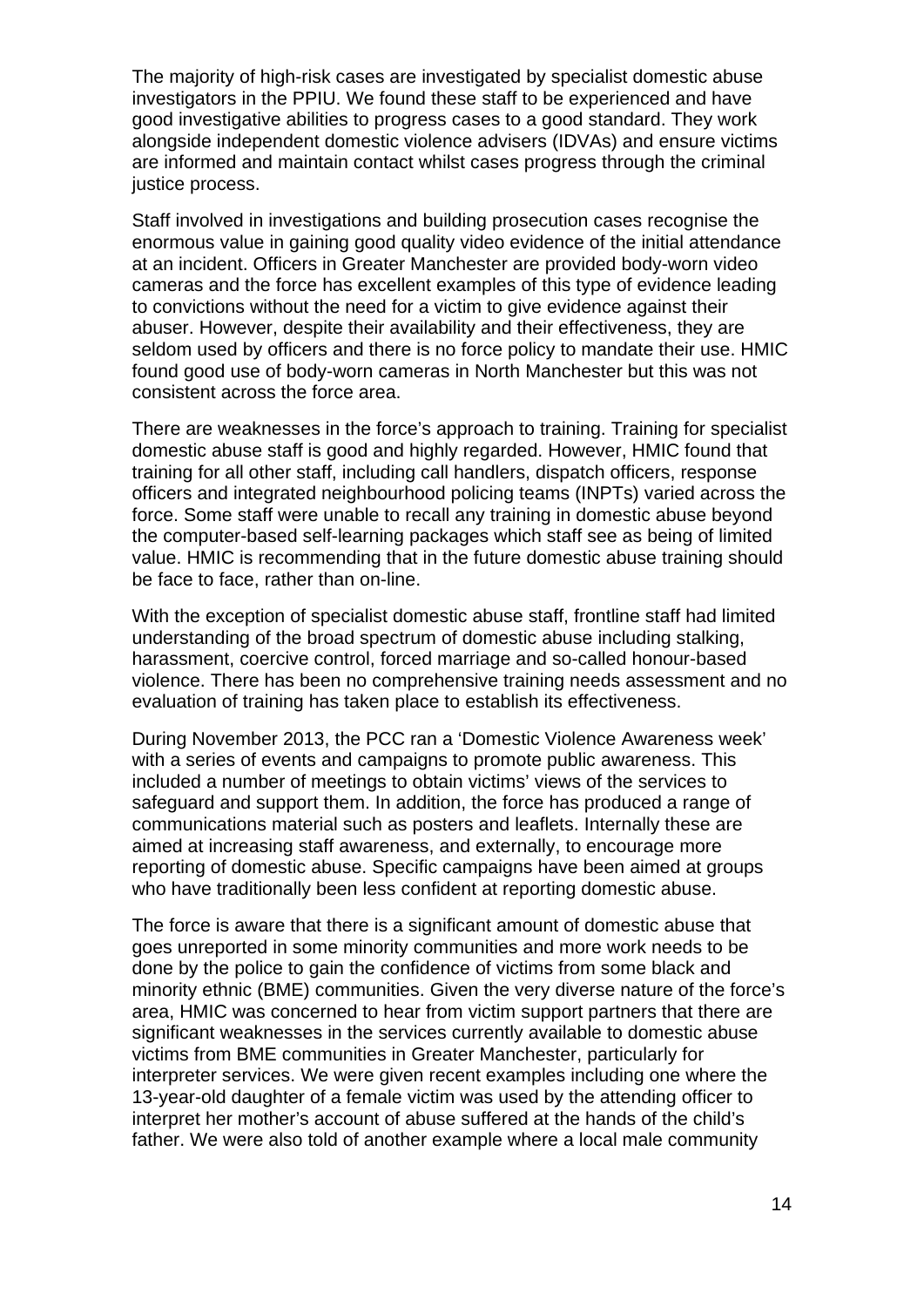The majority of high-risk cases are investigated by specialist domestic abuse investigators in the PPIU. We found these staff to be experienced and have good investigative abilities to progress cases to a good standard. They work alongside independent domestic violence advisers (IDVAs) and ensure victims are informed and maintain contact whilst cases progress through the criminal justice process.

Staff involved in investigations and building prosecution cases recognise the enormous value in gaining good quality video evidence of the initial attendance at an incident. Officers in Greater Manchester are provided body-worn video cameras and the force has excellent examples of this type of evidence leading to convictions without the need for a victim to give evidence against their abuser. However, despite their availability and their effectiveness, they are seldom used by officers and there is no force policy to mandate their use. HMIC found good use of body-worn cameras in North Manchester but this was not consistent across the force area.

There are weaknesses in the force's approach to training. Training for specialist domestic abuse staff is good and highly regarded. However, HMIC found that training for all other staff, including call handlers, dispatch officers, response officers and integrated neighbourhood policing teams (INPTs) varied across the force. Some staff were unable to recall any training in domestic abuse beyond the computer-based self-learning packages which staff see as being of limited value. HMIC is recommending that in the future domestic abuse training should be face to face, rather than on-line.

With the exception of specialist domestic abuse staff, frontline staff had limited understanding of the broad spectrum of domestic abuse including stalking, harassment, coercive control, forced marriage and so-called honour-based violence. There has been no comprehensive training needs assessment and no evaluation of training has taken place to establish its effectiveness.

During November 2013, the PCC ran a 'Domestic Violence Awareness week' with a series of events and campaigns to promote public awareness. This included a number of meetings to obtain victims' views of the services to safeguard and support them. In addition, the force has produced a range of communications material such as posters and leaflets. Internally these are aimed at increasing staff awareness, and externally, to encourage more reporting of domestic abuse. Specific campaigns have been aimed at groups who have traditionally been less confident at reporting domestic abuse.

The force is aware that there is a significant amount of domestic abuse that goes unreported in some minority communities and more work needs to be done by the police to gain the confidence of victims from some black and minority ethnic (BME) communities. Given the very diverse nature of the force's area, HMIC was concerned to hear from victim support partners that there are significant weaknesses in the services currently available to domestic abuse victims from BME communities in Greater Manchester, particularly for interpreter services. We were given recent examples including one where the 13-year-old daughter of a female victim was used by the attending officer to interpret her mother's account of abuse suffered at the hands of the child's father. We were also told of another example where a local male community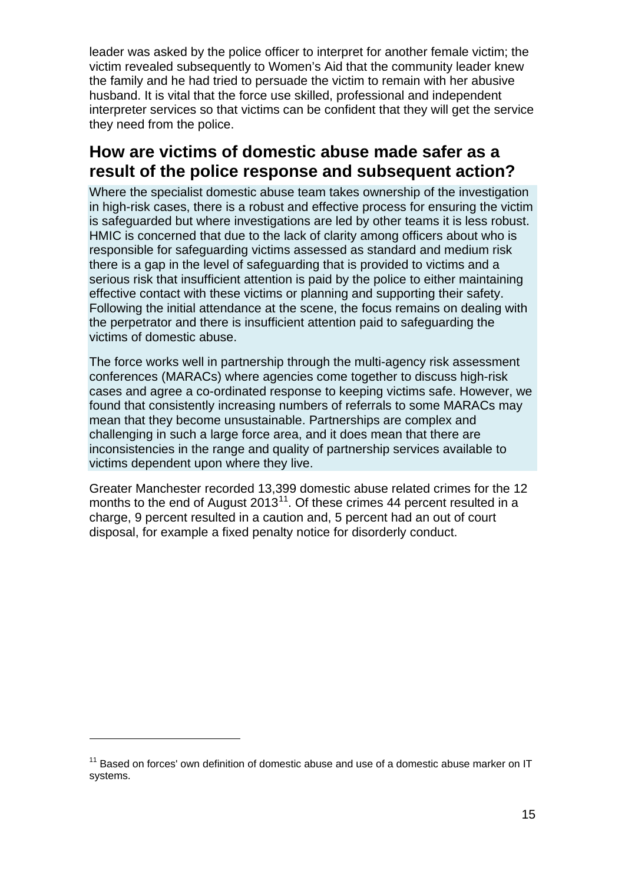leader was asked by the police officer to interpret for another female victim; the victim revealed subsequently to Women's Aid that the community leader knew the family and he had tried to persuade the victim to remain with her abusive husband. It is vital that the force use skilled, professional and independent interpreter services so that victims can be confident that they will get the service they need from the police.

## How are victims of domestic abuse made safer as a result of the police response and subsequent action?

Where the specialist domestic abuse team takes ownership of the investigation in high-risk cases, there is a robust and effective process for ensuring the victim is safeguarded but where investigations are led by other teams it is less robust. HMIC is concerned that due to the lack of clarity among officers about who is responsible for safeguarding victims assessed as standard and medium risk there is a gap in the level of safeguarding that is provided to victims and a serious risk that insufficient attention is paid by the police to either maintaining effective contact with these victims or planning and supporting their safety. Following the initial attendance at the scene, the focus remains on dealing with the perpetrator and there is insufficient attention paid to safeguarding the victims of domestic abuse.

The force works well in partnership through the multi-agency risk assessment conferences (MARACs) where agencies come together to discuss high-risk cases and agree a co-ordinated response to keeping victims safe. However, we found that consistently increasing numbers of referrals to some MARACs may mean that they become unsustainable. Partnerships are complex and challenging in such a large force area, and it does mean that there are inconsistencies in the range and quality of partnership services available to victims dependent upon where they live.

Greater Manchester recorded 13,399 domestic abuse related crimes for the 12 months to the end of August 2013[11]. Of these crimes 44 percent resulted in a charge, 9 percent resulted in a caution and, 5 percent had an out of court disposal, for example a fixed penalty notice for disorderly conduct.

[11] Based on forces' own definition of domestic abuse and use of a domestic abuse marker on IT systems.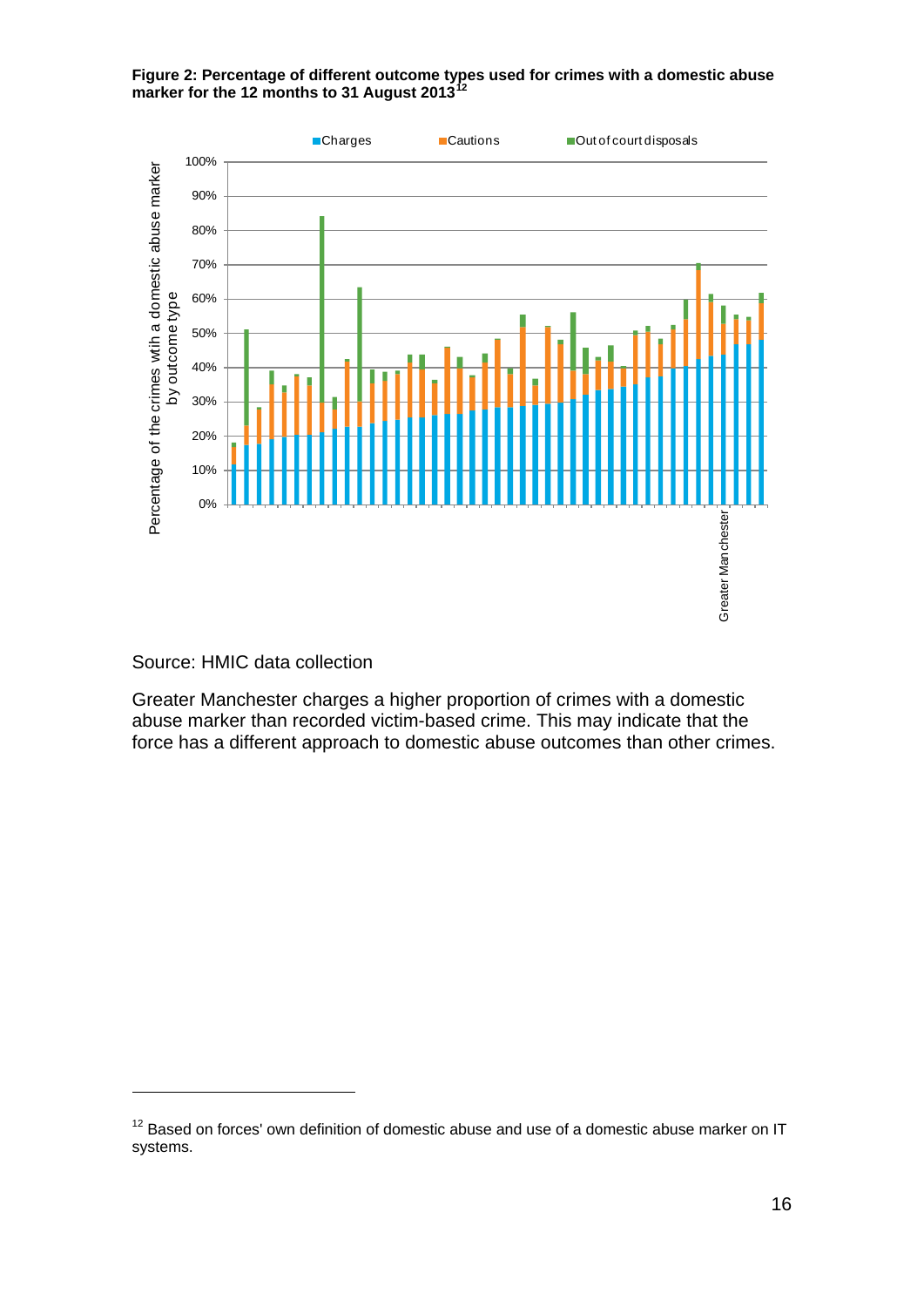**Figure 2: Percentage of different outcome types used for crimes with a domestic abuse marker for the 12 months to 31 August 2013**[12]

Source: HMIC data collection

Greater Manchester charges a higher proportion of crimes with a domestic abuse marker than recorded victim-based crime. This may indicate that the force has a different approach to domestic abuse outcomes than other crimes.

[12] Based on forces' own definition of domestic abuse and use of a domestic abuse marker on IT systems.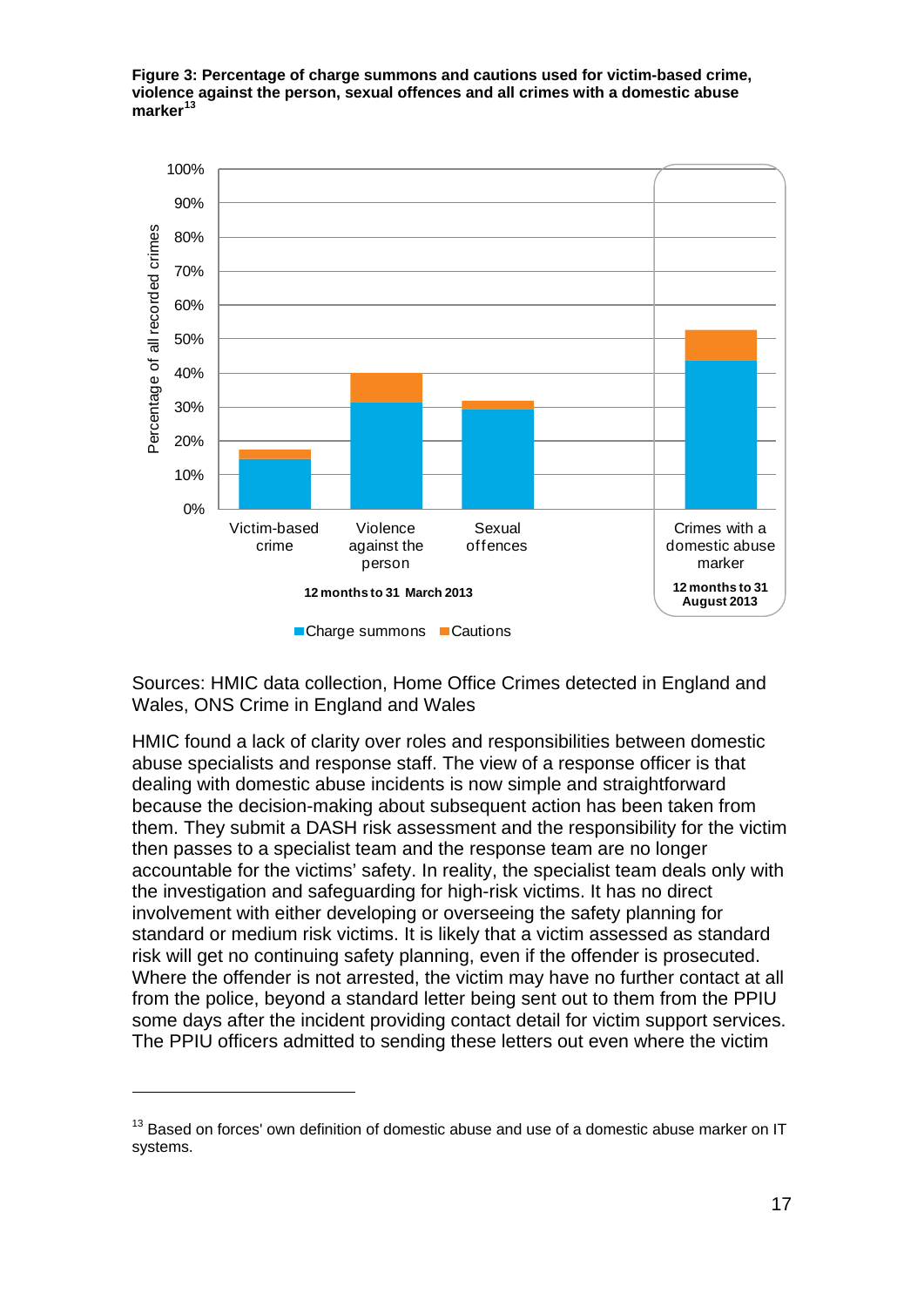**Figure 3: Percentage of charge summons and cautions used for victim-based crime, violence against the person, sexual offences and all crimes with a domestic abuse marker**[13]

Sources: HMIC data collection, Home Office Crimes detected in England and Wales, ONS Crime in England and Wales

HMIC found a lack of clarity over roles and responsibilities between domestic abuse specialists and response staff. The view of a response officer is that dealing with domestic abuse incidents is now simple and straightforward because the decision-making about subsequent action has been taken from them. They submit a DASH risk assessment and the responsibility for the victim then passes to a specialist team and the response team are no longer accountable for the victims' safety. In reality, the specialist team deals only with the investigation and safeguarding for high-risk victims. It has no direct involvement with either developing or overseeing the safety planning for standard or medium risk victims. It is likely that a victim assessed as standard risk will get no continuing safety planning, even if the offender is prosecuted. Where the offender is not arrested, the victim may have no further contact at all from the police, beyond a standard letter being sent out to them from the PPIU some days after the incident providing contact detail for victim support services. The PPIU officers admitted to sending these letters out even where the victim

---

[13] Based on forces' own definition of domestic abuse and use of a domestic abuse marker on IT systems.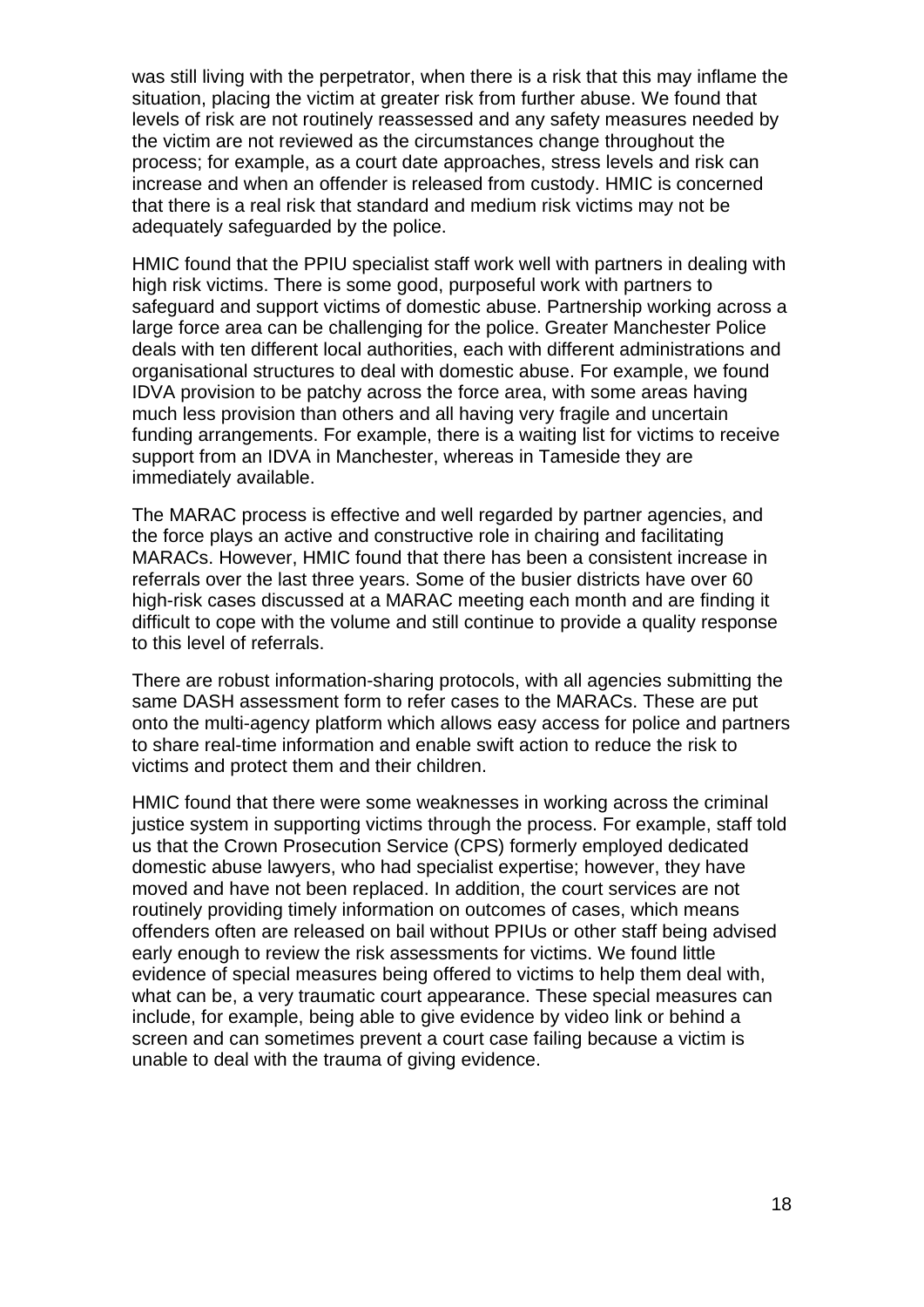was still living with the perpetrator, when there is a risk that this may inflame the situation, placing the victim at greater risk from further abuse. We found that levels of risk are not routinely reassessed and any safety measures needed by the victim are not reviewed as the circumstances change throughout the process; for example, as a court date approaches, stress levels and risk can increase and when an offender is released from custody. HMIC is concerned that there is a real risk that standard and medium risk victims may not be adequately safeguarded by the police.

HMIC found that the PPIU specialist staff work well with partners in dealing with high risk victims. There is some good, purposeful work with partners to safeguard and support victims of domestic abuse. Partnership working across a large force area can be challenging for the police. Greater Manchester Police deals with ten different local authorities, each with different administrations and organisational structures to deal with domestic abuse. For example, we found IDVA provision to be patchy across the force area, with some areas having much less provision than others and all having very fragile and uncertain funding arrangements. For example, there is a waiting list for victims to receive support from an IDVA in Manchester, whereas in Tameside they are immediately available.

The MARAC process is effective and well regarded by partner agencies, and the force plays an active and constructive role in chairing and facilitating MARACs. However, HMIC found that there has been a consistent increase in referrals over the last three years. Some of the busier districts have over 60 high-risk cases discussed at a MARAC meeting each month and are finding it difficult to cope with the volume and still continue to provide a quality response to this level of referrals.

There are robust information-sharing protocols, with all agencies submitting the same DASH assessment form to refer cases to the MARACs. These are put onto the multi-agency platform which allows easy access for police and partners to share real-time information and enable swift action to reduce the risk to victims and protect them and their children.

HMIC found that there were some weaknesses in working across the criminal justice system in supporting victims through the process. For example, staff told us that the Crown Prosecution Service (CPS) formerly employed dedicated domestic abuse lawyers, who had specialist expertise; however, they have moved and have not been replaced. In addition, the court services are not routinely providing timely information on outcomes of cases, which means offenders often are released on bail without PPIUs or other staff being advised early enough to review the risk assessments for victims. We found little evidence of special measures being offered to victims to help them deal with, what can be, a very traumatic court appearance. These special measures can include, for example, being able to give evidence by video link or behind a screen and can sometimes prevent a court case failing because a victim is unable to deal with the trauma of giving evidence.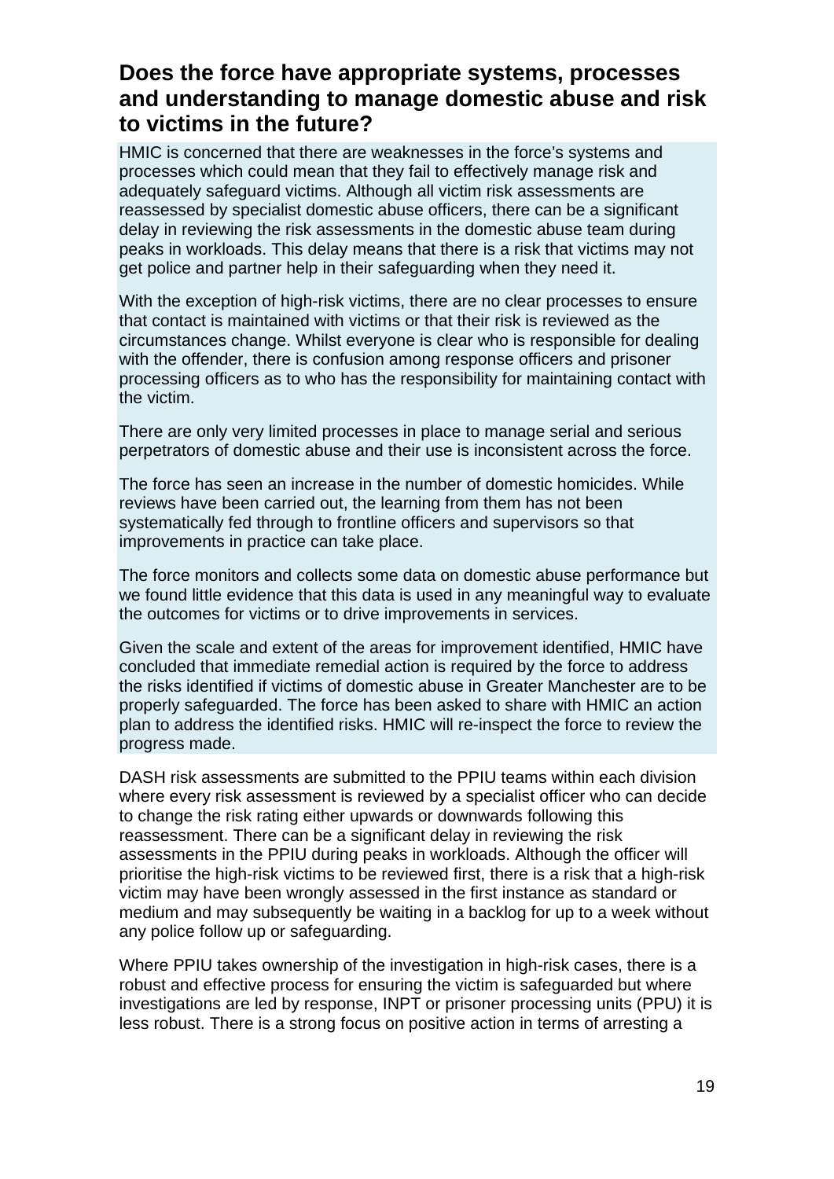## Does the force have appropriate systems, processes and understanding to manage domestic abuse and risk to victims in the future?

HMIC is concerned that there are weaknesses in the force's systems and processes which could mean that they fail to effectively manage risk and adequately safeguard victims. Although all victim risk assessments are reassessed by specialist domestic abuse officers, there can be a significant delay in reviewing the risk assessments in the domestic abuse team during peaks in workloads. This delay means that there is a risk that victims may not get police and partner help in their safeguarding when they need it.

With the exception of high-risk victims, there are no clear processes to ensure that contact is maintained with victims or that their risk is reviewed as the circumstances change. Whilst everyone is clear who is responsible for dealing with the offender, there is confusion among response officers and prisoner processing officers as to who has the responsibility for maintaining contact with the victim.

There are only very limited processes in place to manage serial and serious perpetrators of domestic abuse and their use is inconsistent across the force.

The force has seen an increase in the number of domestic homicides. While reviews have been carried out, the learning from them has not been systematically fed through to frontline officers and supervisors so that improvements in practice can take place.

The force monitors and collects some data on domestic abuse performance but we found little evidence that this data is used in any meaningful way to evaluate the outcomes for victims or to drive improvements in services.

Given the scale and extent of the areas for improvement identified, HMIC have concluded that immediate remedial action is required by the force to address the risks identified if victims of domestic abuse in Greater Manchester are to be properly safeguarded. The force has been asked to share with HMIC an action plan to address the identified risks. HMIC will re-inspect the force to review the progress made.

DASH risk assessments are submitted to the PPIU teams within each division where every risk assessment is reviewed by a specialist officer who can decide to change the risk rating either upwards or downwards following this reassessment. There can be a significant delay in reviewing the risk assessments in the PPIU during peaks in workloads. Although the officer will prioritise the high-risk victims to be reviewed first, there is a risk that a high-risk victim may have been wrongly assessed in the first instance as standard or medium and may subsequently be waiting in a backlog for up to a week without any police follow up or safeguarding.

Where PPIU takes ownership of the investigation in high-risk cases, there is a robust and effective process for ensuring the victim is safeguarded but where investigations are led by response, INPT or prisoner processing units (PPU) it is less robust. There is a strong focus on positive action in terms of arresting a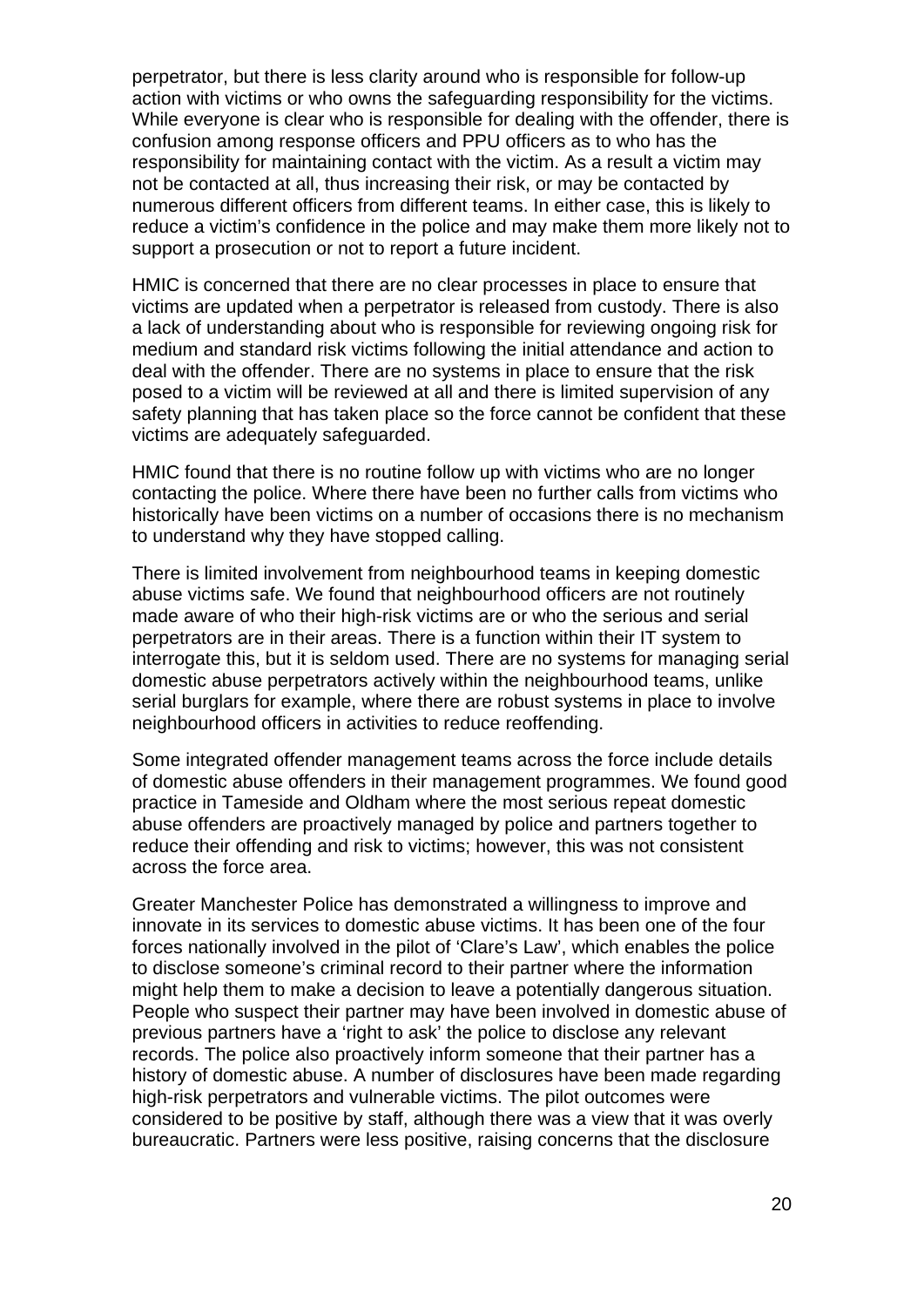perpetrator, but there is less clarity around who is responsible for follow-up action with victims or who owns the safeguarding responsibility for the victims. While everyone is clear who is responsible for dealing with the offender, there is confusion among response officers and PPU officers as to who has the responsibility for maintaining contact with the victim. As a result a victim may not be contacted at all, thus increasing their risk, or may be contacted by numerous different officers from different teams. In either case, this is likely to reduce a victim's confidence in the police and may make them more likely not to support a prosecution or not to report a future incident.

HMIC is concerned that there are no clear processes in place to ensure that victims are updated when a perpetrator is released from custody. There is also a lack of understanding about who is responsible for reviewing ongoing risk for medium and standard risk victims following the initial attendance and action to deal with the offender. There are no systems in place to ensure that the risk posed to a victim will be reviewed at all and there is limited supervision of any safety planning that has taken place so the force cannot be confident that these victims are adequately safeguarded.

HMIC found that there is no routine follow up with victims who are no longer contacting the police. Where there have been no further calls from victims who historically have been victims on a number of occasions there is no mechanism to understand why they have stopped calling.

There is limited involvement from neighbourhood teams in keeping domestic abuse victims safe. We found that neighbourhood officers are not routinely made aware of who their high-risk victims are or who the serious and serial perpetrators are in their areas. There is a function within their IT system to interrogate this, but it is seldom used. There are no systems for managing serial domestic abuse perpetrators actively within the neighbourhood teams, unlike serial burglars for example, where there are robust systems in place to involve neighbourhood officers in activities to reduce reoffending.

Some integrated offender management teams across the force include details of domestic abuse offenders in their management programmes. We found good practice in Tameside and Oldham where the most serious repeat domestic abuse offenders are proactively managed by police and partners together to reduce their offending and risk to victims; however, this was not consistent across the force area.

Greater Manchester Police has demonstrated a willingness to improve and innovate in its services to domestic abuse victims. It has been one of the four forces nationally involved in the pilot of 'Clare's Law', which enables the police to disclose someone's criminal record to their partner where the information might help them to make a decision to leave a potentially dangerous situation. People who suspect their partner may have been involved in domestic abuse of previous partners have a 'right to ask' the police to disclose any relevant records. The police also proactively inform someone that their partner has a history of domestic abuse. A number of disclosures have been made regarding high-risk perpetrators and vulnerable victims. The pilot outcomes were considered to be positive by staff, although there was a view that it was overly bureaucratic. Partners were less positive, raising concerns that the disclosure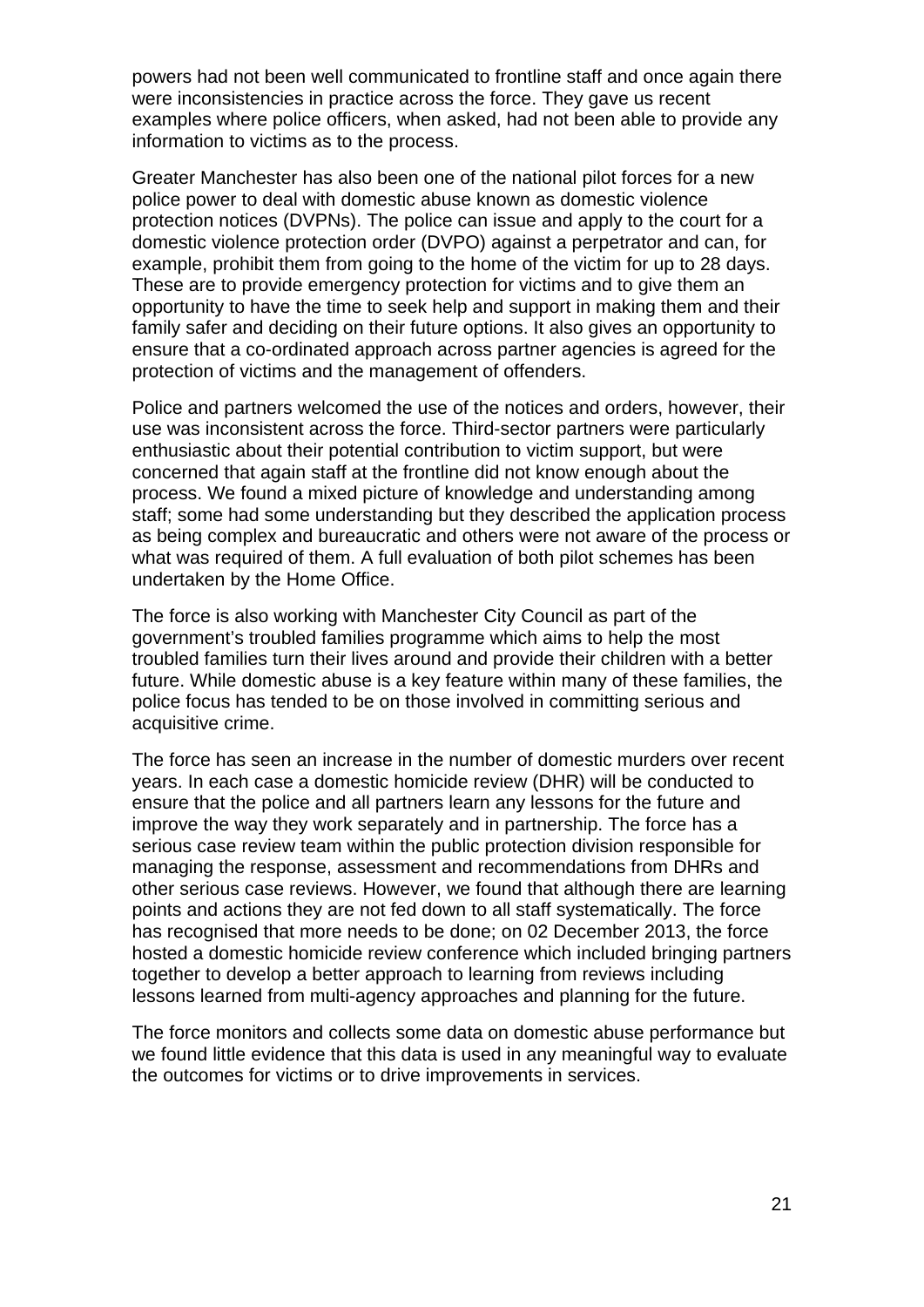powers had not been well communicated to frontline staff and once again there were inconsistencies in practice across the force. They gave us recent examples where police officers, when asked, had not been able to provide any information to victims as to the process.

Greater Manchester has also been one of the national pilot forces for a new police power to deal with domestic abuse known as domestic violence protection notices (DVPNs). The police can issue and apply to the court for a domestic violence protection order (DVPO) against a perpetrator and can, for example, prohibit them from going to the home of the victim for up to 28 days. These are to provide emergency protection for victims and to give them an opportunity to have the time to seek help and support in making them and their family safer and deciding on their future options. It also gives an opportunity to ensure that a co-ordinated approach across partner agencies is agreed for the protection of victims and the management of offenders.

Police and partners welcomed the use of the notices and orders, however, their use was inconsistent across the force. Third-sector partners were particularly enthusiastic about their potential contribution to victim support, but were concerned that again staff at the frontline did not know enough about the process. We found a mixed picture of knowledge and understanding among staff; some had some understanding but they described the application process as being complex and bureaucratic and others were not aware of the process or what was required of them. A full evaluation of both pilot schemes has been undertaken by the Home Office.

The force is also working with Manchester City Council as part of the government's troubled families programme which aims to help the most troubled families turn their lives around and provide their children with a better future. While domestic abuse is a key feature within many of these families, the police focus has tended to be on those involved in committing serious and acquisitive crime.

The force has seen an increase in the number of domestic murders over recent years. In each case a domestic homicide review (DHR) will be conducted to ensure that the police and all partners learn any lessons for the future and improve the way they work separately and in partnership. The force has a serious case review team within the public protection division responsible for managing the response, assessment and recommendations from DHRs and other serious case reviews. However, we found that although there are learning points and actions they are not fed down to all staff systematically. The force has recognised that more needs to be done; on 02 December 2013, the force hosted a domestic homicide review conference which included bringing partners together to develop a better approach to learning from reviews including lessons learned from multi-agency approaches and planning for the future.

The force monitors and collects some data on domestic abuse performance but we found little evidence that this data is used in any meaningful way to evaluate the outcomes for victims or to drive improvements in services.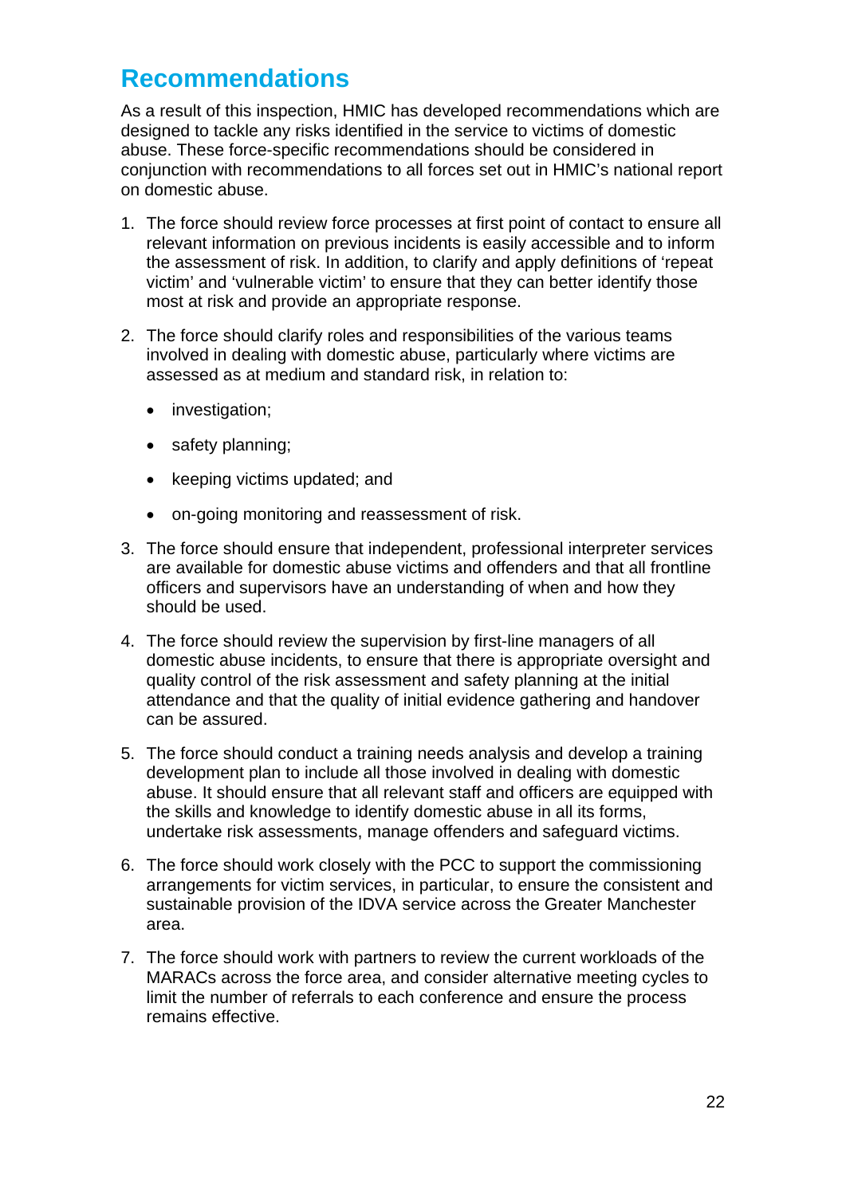## Recommendations

As a result of this inspection, HMIC has developed recommendations which are designed to tackle any risks identified in the service to victims of domestic abuse. These force-specific recommendations should be considered in conjunction with recommendations to all forces set out in HMIC's national report on domestic abuse.

1. The force should review force processes at first point of contact to ensure all relevant information on previous incidents is easily accessible and to inform the assessment of risk. In addition, to clarify and apply definitions of 'repeat victim' and 'vulnerable victim' to ensure that they can better identify those most at risk and provide an appropriate response.

2. The force should clarify roles and responsibilities of the various teams involved in dealing with domestic abuse, particularly where victims are assessed as at medium and standard risk, in relation to:

   - investigation;
   - safety planning;
   - keeping victims updated; and
   - on-going monitoring and reassessment of risk.

3. The force should ensure that independent, professional interpreter services are available for domestic abuse victims and offenders and that all frontline officers and supervisors have an understanding of when and how they should be used.

4. The force should review the supervision by first-line managers of all domestic abuse incidents, to ensure that there is appropriate oversight and quality control of the risk assessment and safety planning at the initial attendance and that the quality of initial evidence gathering and handover can be assured.

5. The force should conduct a training needs analysis and develop a training development plan to include all those involved in dealing with domestic abuse. It should ensure that all relevant staff and officers are equipped with the skills and knowledge to identify domestic abuse in all its forms, undertake risk assessments, manage offenders and safeguard victims.

6. The force should work closely with the PCC to support the commissioning arrangements for victim services, in particular, to ensure the consistent and sustainable provision of the IDVA service across the Greater Manchester area.

7. The force should work with partners to review the current workloads of the MARACs across the force area, and consider alternative meeting cycles to limit the number of referrals to each conference and ensure the process remains effective.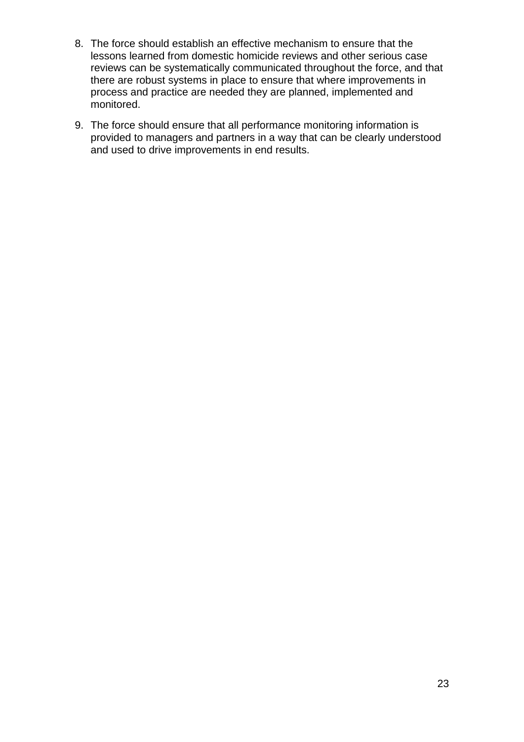8. The force should establish an effective mechanism to ensure that the lessons learned from domestic homicide reviews and other serious case reviews can be systematically communicated throughout the force, and that there are robust systems in place to ensure that where improvements in process and practice are needed they are planned, implemented and monitored.

9. The force should ensure that all performance monitoring information is provided to managers and partners in a way that can be clearly understood and used to drive improvements in end results.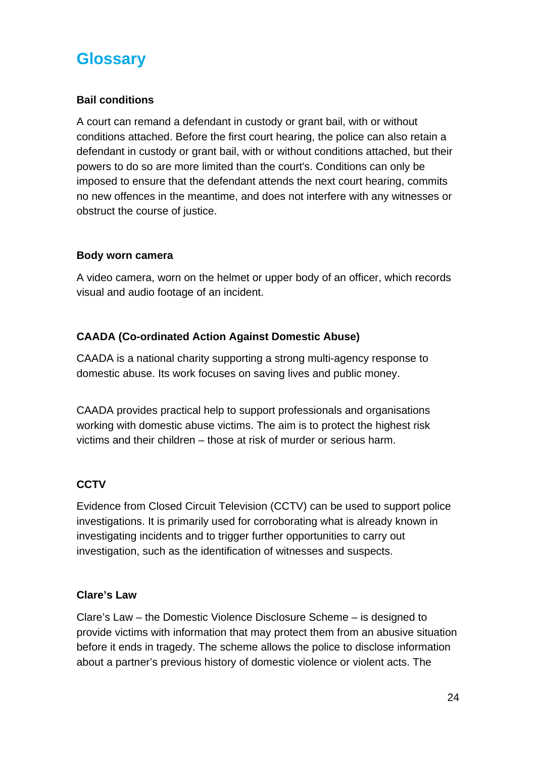# Glossary

### Bail conditions

A court can remand a defendant in custody or grant bail, with or without conditions attached. Before the first court hearing, the police can also retain a defendant in custody or grant bail, with or without conditions attached, but their powers to do so are more limited than the court's. Conditions can only be imposed to ensure that the defendant attends the next court hearing, commits no new offences in the meantime, and does not interfere with any witnesses or obstruct the course of justice.

### Body worn camera

A video camera, worn on the helmet or upper body of an officer, which records visual and audio footage of an incident.

### CAADA (Co-ordinated Action Against Domestic Abuse)

CAADA is a national charity supporting a strong multi-agency response to domestic abuse. Its work focuses on saving lives and public money.

CAADA provides practical help to support professionals and organisations working with domestic abuse victims. The aim is to protect the highest risk victims and their children – those at risk of murder or serious harm.

### CCTV

Evidence from Closed Circuit Television (CCTV) can be used to support police investigations. It is primarily used for corroborating what is already known in investigating incidents and to trigger further opportunities to carry out investigation, such as the identification of witnesses and suspects.

### Clare's Law

Clare's Law – the Domestic Violence Disclosure Scheme – is designed to provide victims with information that may protect them from an abusive situation before it ends in tragedy. The scheme allows the police to disclose information about a partner's previous history of domestic violence or violent acts. The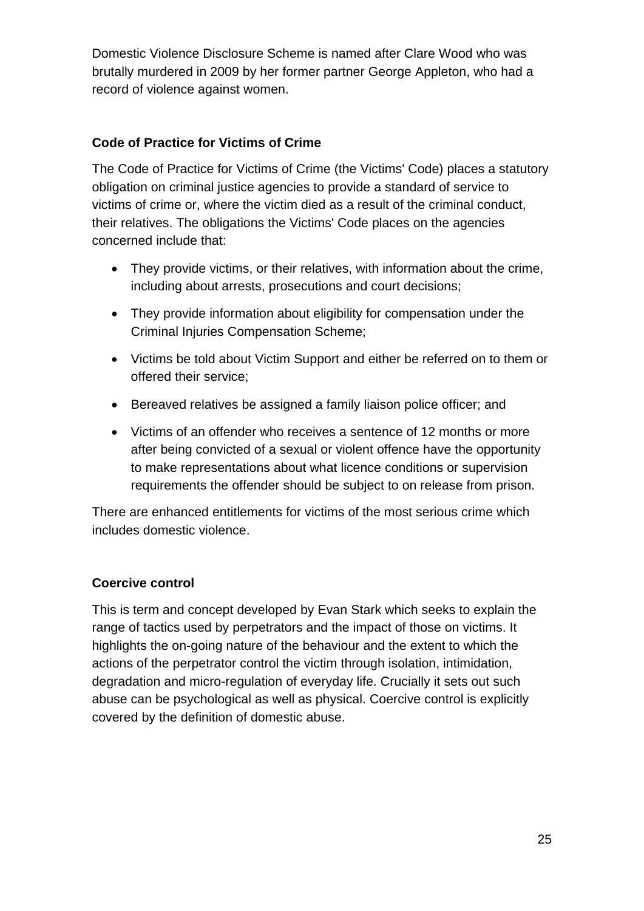Domestic Violence Disclosure Scheme is named after Clare Wood who was brutally murdered in 2009 by her former partner George Appleton, who had a record of violence against women.

**Code of Practice for Victims of Crime**

The Code of Practice for Victims of Crime (the Victims' Code) places a statutory obligation on criminal justice agencies to provide a standard of service to victims of crime or, where the victim died as a result of the criminal conduct, their relatives. The obligations the Victims' Code places on the agencies concerned include that:

- They provide victims, or their relatives, with information about the crime, including about arrests, prosecutions and court decisions;
- They provide information about eligibility for compensation under the Criminal Injuries Compensation Scheme;
- Victims be told about Victim Support and either be referred on to them or offered their service;
- Bereaved relatives be assigned a family liaison police officer; and
- Victims of an offender who receives a sentence of 12 months or more after being convicted of a sexual or violent offence have the opportunity to make representations about what licence conditions or supervision requirements the offender should be subject to on release from prison.

There are enhanced entitlements for victims of the most serious crime which includes domestic violence.

**Coercive control**

This is term and concept developed by Evan Stark which seeks to explain the range of tactics used by perpetrators and the impact of those on victims. It highlights the on-going nature of the behaviour and the extent to which the actions of the perpetrator control the victim through isolation, intimidation, degradation and micro-regulation of everyday life. Crucially it sets out such abuse can be psychological as well as physical. Coercive control is explicitly covered by the definition of domestic abuse.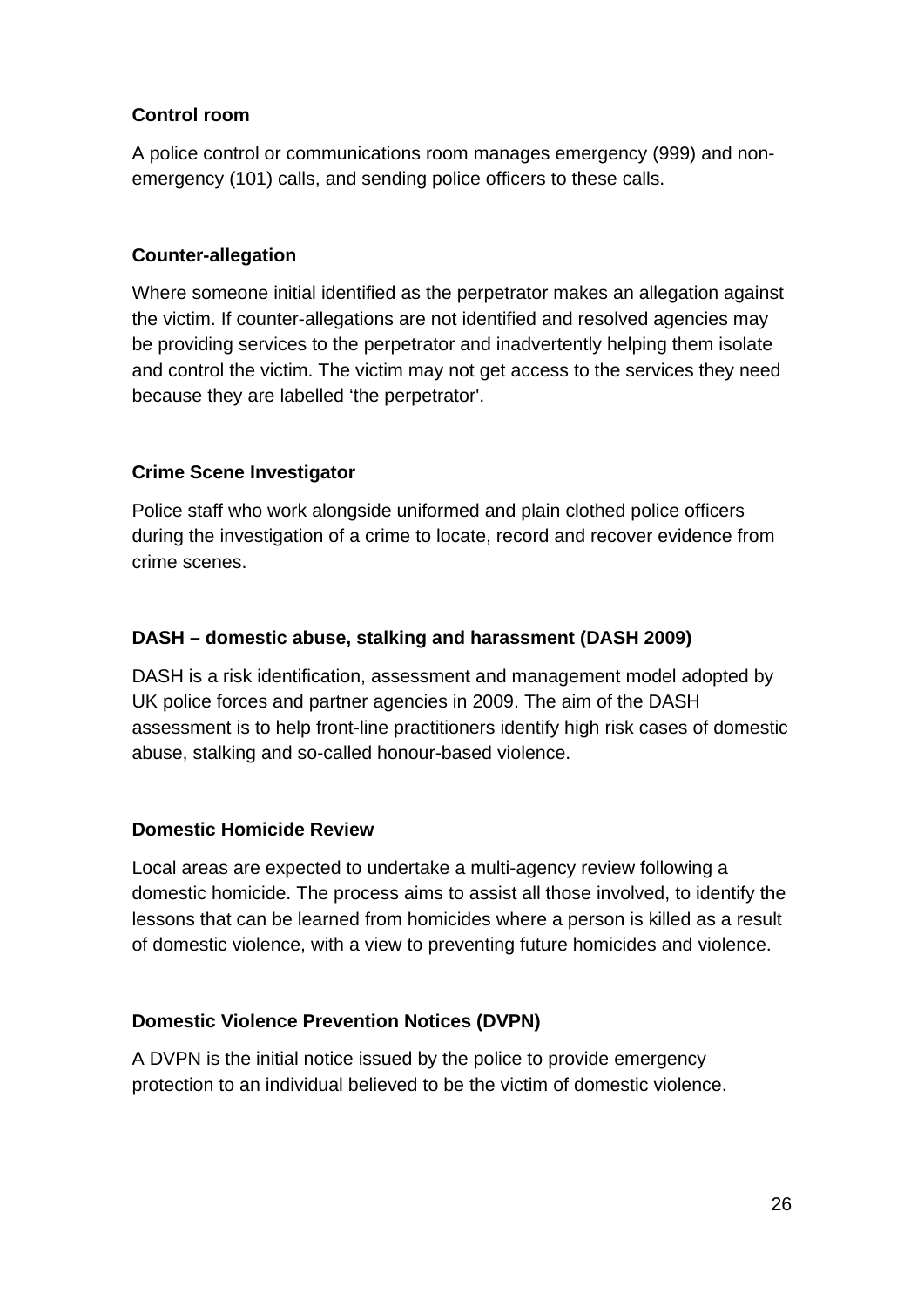**Control room**

A police control or communications room manages emergency (999) and non-emergency (101) calls, and sending police officers to these calls.

**Counter-allegation**

Where someone initial identified as the perpetrator makes an allegation against the victim. If counter-allegations are not identified and resolved agencies may be providing services to the perpetrator and inadvertently helping them isolate and control the victim. The victim may not get access to the services they need because they are labelled 'the perpetrator'.

**Crime Scene Investigator**

Police staff who work alongside uniformed and plain clothed police officers during the investigation of a crime to locate, record and recover evidence from crime scenes.

**DASH – domestic abuse, stalking and harassment (DASH 2009)**

DASH is a risk identification, assessment and management model adopted by UK police forces and partner agencies in 2009. The aim of the DASH assessment is to help front-line practitioners identify high risk cases of domestic abuse, stalking and so-called honour-based violence.

**Domestic Homicide Review**

Local areas are expected to undertake a multi-agency review following a domestic homicide. The process aims to assist all those involved, to identify the lessons that can be learned from homicides where a person is killed as a result of domestic violence, with a view to preventing future homicides and violence.

**Domestic Violence Prevention Notices (DVPN)**

A DVPN is the initial notice issued by the police to provide emergency protection to an individual believed to be the victim of domestic violence.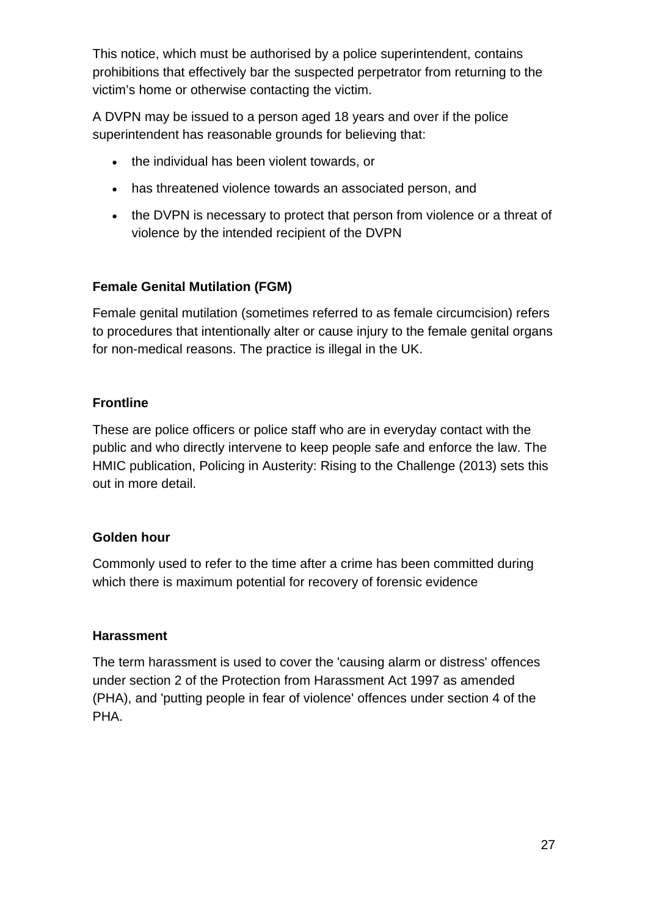This notice, which must be authorised by a police superintendent, contains prohibitions that effectively bar the suspected perpetrator from returning to the victim's home or otherwise contacting the victim.

A DVPN may be issued to a person aged 18 years and over if the police superintendent has reasonable grounds for believing that:

- the individual has been violent towards, or
- has threatened violence towards an associated person, and
- the DVPN is necessary to protect that person from violence or a threat of violence by the intended recipient of the DVPN

**Female Genital Mutilation (FGM)**

Female genital mutilation (sometimes referred to as female circumcision) refers to procedures that intentionally alter or cause injury to the female genital organs for non-medical reasons. The practice is illegal in the UK.

**Frontline**

These are police officers or police staff who are in everyday contact with the public and who directly intervene to keep people safe and enforce the law. The HMIC publication, Policing in Austerity: Rising to the Challenge (2013) sets this out in more detail.

**Golden hour**

Commonly used to refer to the time after a crime has been committed during which there is maximum potential for recovery of forensic evidence

**Harassment**

The term harassment is used to cover the 'causing alarm or distress' offences under section 2 of the Protection from Harassment Act 1997 as amended (PHA), and 'putting people in fear of violence' offences under section 4 of the PHA.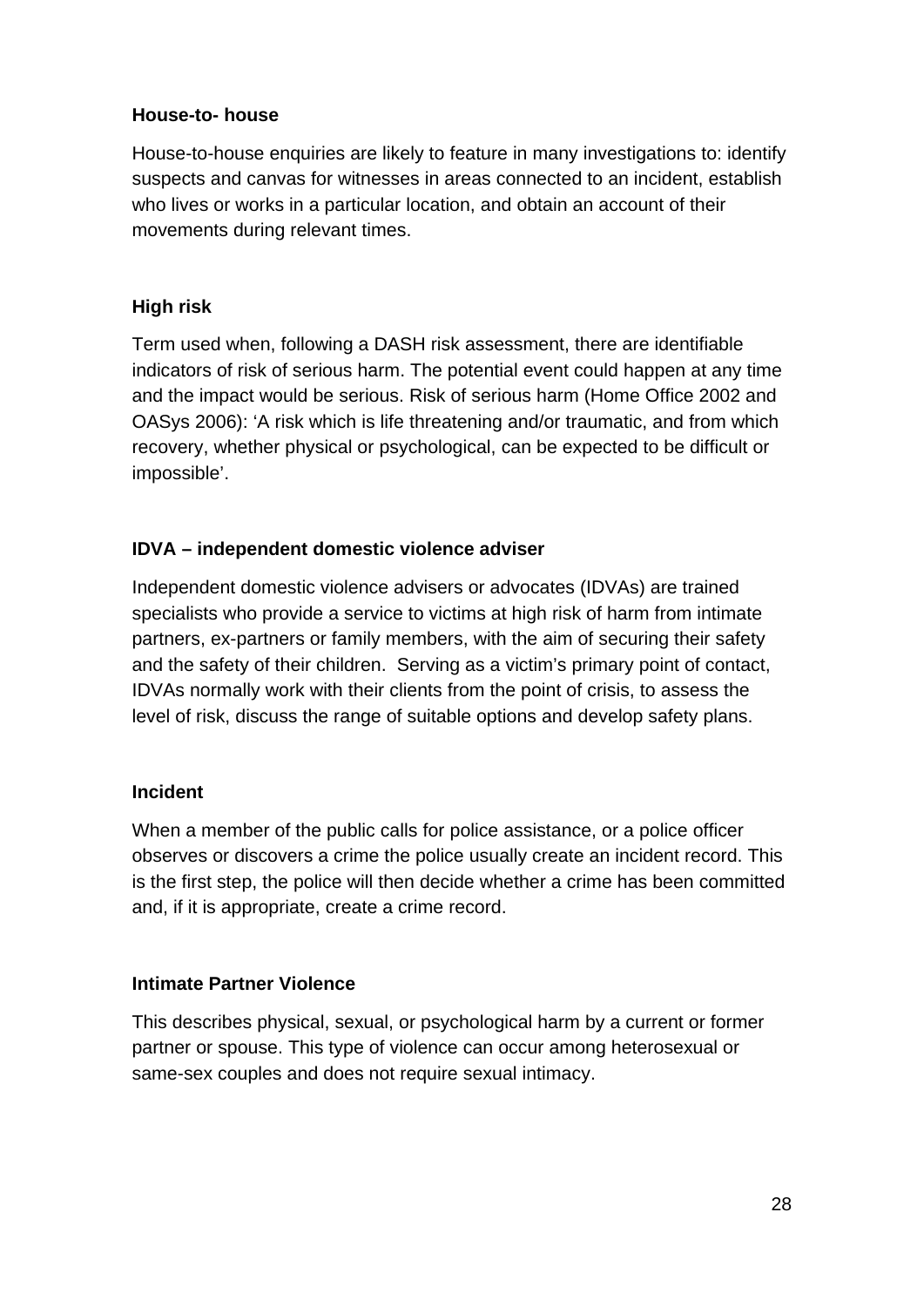**House-to- house**

House-to-house enquiries are likely to feature in many investigations to: identify suspects and canvas for witnesses in areas connected to an incident, establish who lives or works in a particular location, and obtain an account of their movements during relevant times.

**High risk**

Term used when, following a DASH risk assessment, there are identifiable indicators of risk of serious harm. The potential event could happen at any time and the impact would be serious. Risk of serious harm (Home Office 2002 and OASys 2006): 'A risk which is life threatening and/or traumatic, and from which recovery, whether physical or psychological, can be expected to be difficult or impossible'.

**IDVA – independent domestic violence adviser**

Independent domestic violence advisers or advocates (IDVAs) are trained specialists who provide a service to victims at high risk of harm from intimate partners, ex-partners or family members, with the aim of securing their safety and the safety of their children. Serving as a victim's primary point of contact, IDVAs normally work with their clients from the point of crisis, to assess the level of risk, discuss the range of suitable options and develop safety plans.

**Incident**

When a member of the public calls for police assistance, or a police officer observes or discovers a crime the police usually create an incident record. This is the first step, the police will then decide whether a crime has been committed and, if it is appropriate, create a crime record.

**Intimate Partner Violence**

This describes physical, sexual, or psychological harm by a current or former partner or spouse. This type of violence can occur among heterosexual or same-sex couples and does not require sexual intimacy.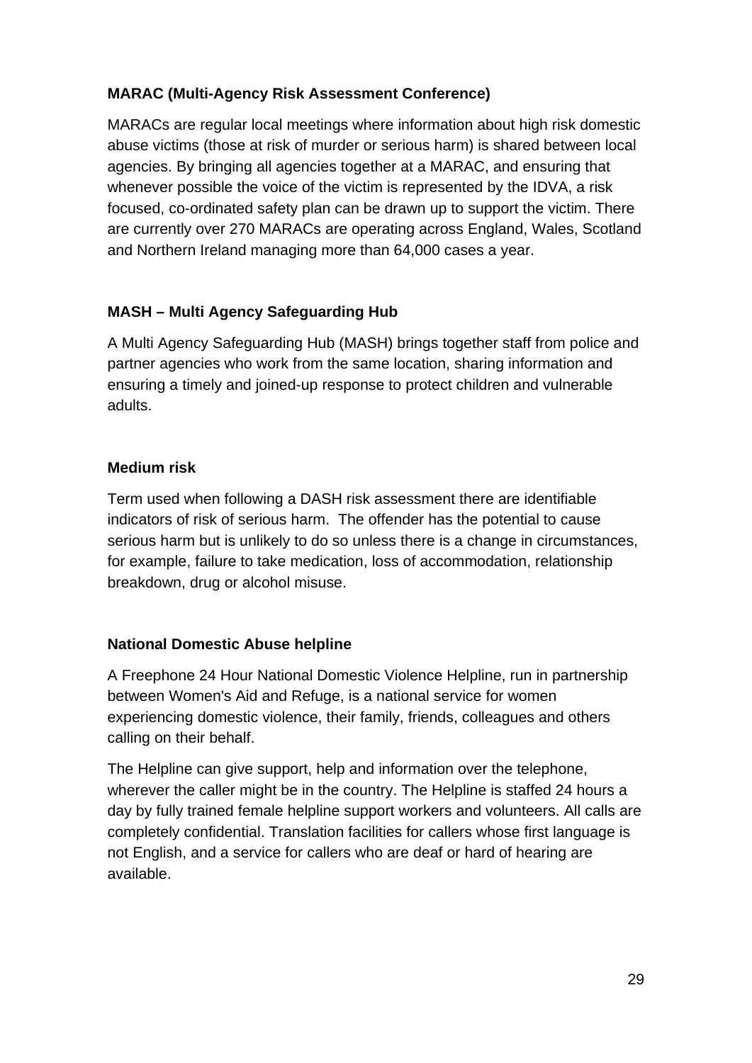**MARAC (Multi-Agency Risk Assessment Conference)**

MARACs are regular local meetings where information about high risk domestic abuse victims (those at risk of murder or serious harm) is shared between local agencies. By bringing all agencies together at a MARAC, and ensuring that whenever possible the voice of the victim is represented by the IDVA, a risk focused, co-ordinated safety plan can be drawn up to support the victim. There are currently over 270 MARACs are operating across England, Wales, Scotland and Northern Ireland managing more than 64,000 cases a year.

**MASH – Multi Agency Safeguarding Hub**

A Multi Agency Safeguarding Hub (MASH) brings together staff from police and partner agencies who work from the same location, sharing information and ensuring a timely and joined-up response to protect children and vulnerable adults.

**Medium risk**

Term used when following a DASH risk assessment there are identifiable indicators of risk of serious harm. The offender has the potential to cause serious harm but is unlikely to do so unless there is a change in circumstances, for example, failure to take medication, loss of accommodation, relationship breakdown, drug or alcohol misuse.

**National Domestic Abuse helpline**

A Freephone 24 Hour National Domestic Violence Helpline, run in partnership between Women's Aid and Refuge, is a national service for women experiencing domestic violence, their family, friends, colleagues and others calling on their behalf.

The Helpline can give support, help and information over the telephone, wherever the caller might be in the country. The Helpline is staffed 24 hours a day by fully trained female helpline support workers and volunteers. All calls are completely confidential. Translation facilities for callers whose first language is not English, and a service for callers who are deaf or hard of hearing are available.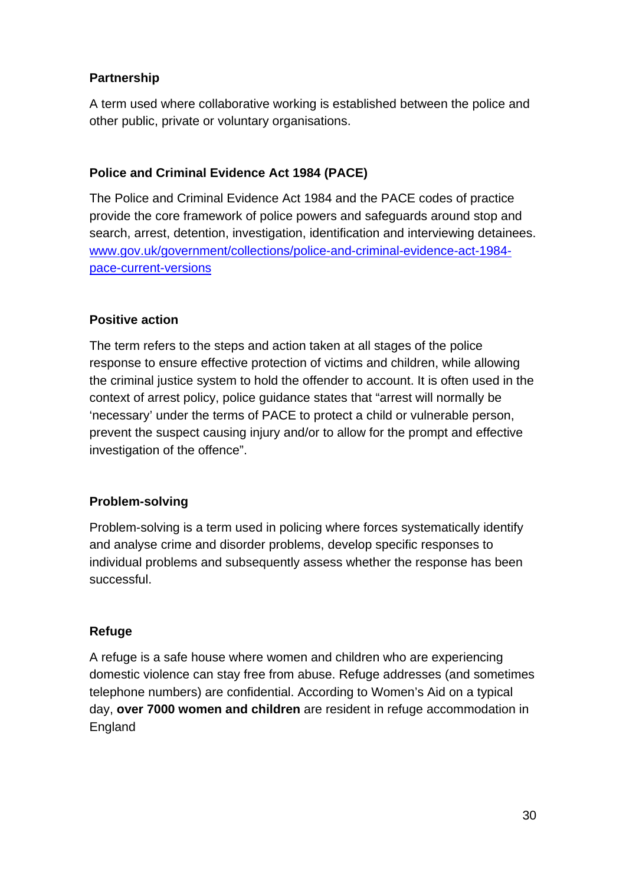**Partnership**

A term used where collaborative working is established between the police and other public, private or voluntary organisations.

**Police and Criminal Evidence Act 1984 (PACE)**

The Police and Criminal Evidence Act 1984 and the PACE codes of practice provide the core framework of police powers and safeguards around stop and search, arrest, detention, investigation, identification and interviewing detainees. [www.gov.uk/government/collections/police-and-criminal-evidence-act-1984-pace-current-versions](http://www.gov.uk/government/collections/police-and-criminal-evidence-act-1984-pace-current-versions)

**Positive action**

The term refers to the steps and action taken at all stages of the police response to ensure effective protection of victims and children, while allowing the criminal justice system to hold the offender to account. It is often used in the context of arrest policy, police guidance states that "arrest will normally be 'necessary' under the terms of PACE to protect a child or vulnerable person, prevent the suspect causing injury and/or to allow for the prompt and effective investigation of the offence".

**Problem-solving**

Problem-solving is a term used in policing where forces systematically identify and analyse crime and disorder problems, develop specific responses to individual problems and subsequently assess whether the response has been successful.

**Refuge**

A refuge is a safe house where women and children who are experiencing domestic violence can stay free from abuse. Refuge addresses (and sometimes telephone numbers) are confidential. According to Women's Aid on a typical day, **over 7000 women and children** are resident in refuge accommodation in England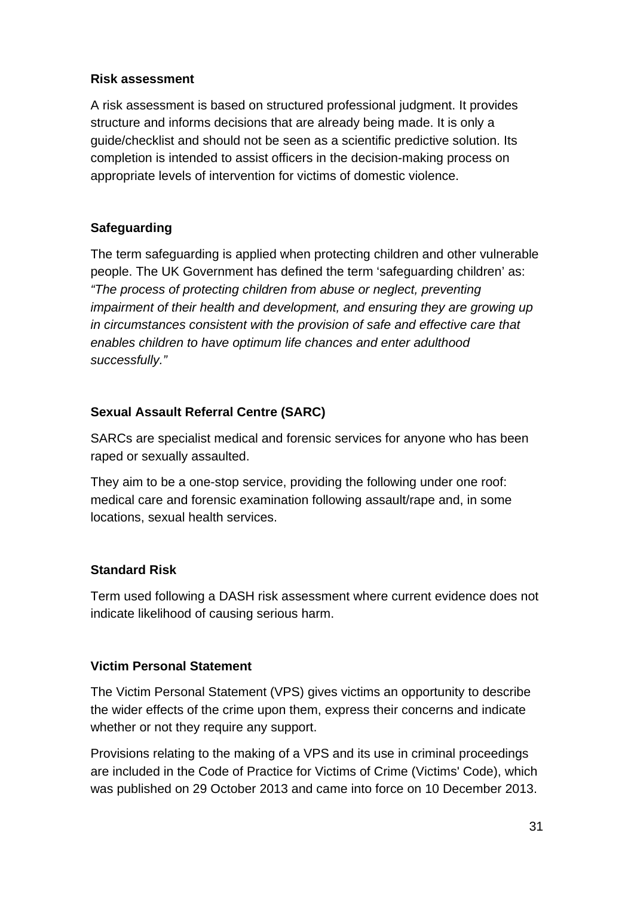**Risk assessment**

A risk assessment is based on structured professional judgment. It provides structure and informs decisions that are already being made. It is only a guide/checklist and should not be seen as a scientific predictive solution. Its completion is intended to assist officers in the decision-making process on appropriate levels of intervention for victims of domestic violence.

**Safeguarding**

The term safeguarding is applied when protecting children and other vulnerable people. The UK Government has defined the term 'safeguarding children' as: *"The process of protecting children from abuse or neglect, preventing impairment of their health and development, and ensuring they are growing up in circumstances consistent with the provision of safe and effective care that enables children to have optimum life chances and enter adulthood successfully."*

**Sexual Assault Referral Centre (SARC)**

SARCs are specialist medical and forensic services for anyone who has been raped or sexually assaulted.

They aim to be a one-stop service, providing the following under one roof: medical care and forensic examination following assault/rape and, in some locations, sexual health services.

**Standard Risk**

Term used following a DASH risk assessment where current evidence does not indicate likelihood of causing serious harm.

**Victim Personal Statement**

The Victim Personal Statement (VPS) gives victims an opportunity to describe the wider effects of the crime upon them, express their concerns and indicate whether or not they require any support.

Provisions relating to the making of a VPS and its use in criminal proceedings are included in the Code of Practice for Victims of Crime (Victims' Code), which was published on 29 October 2013 and came into force on 10 December 2013.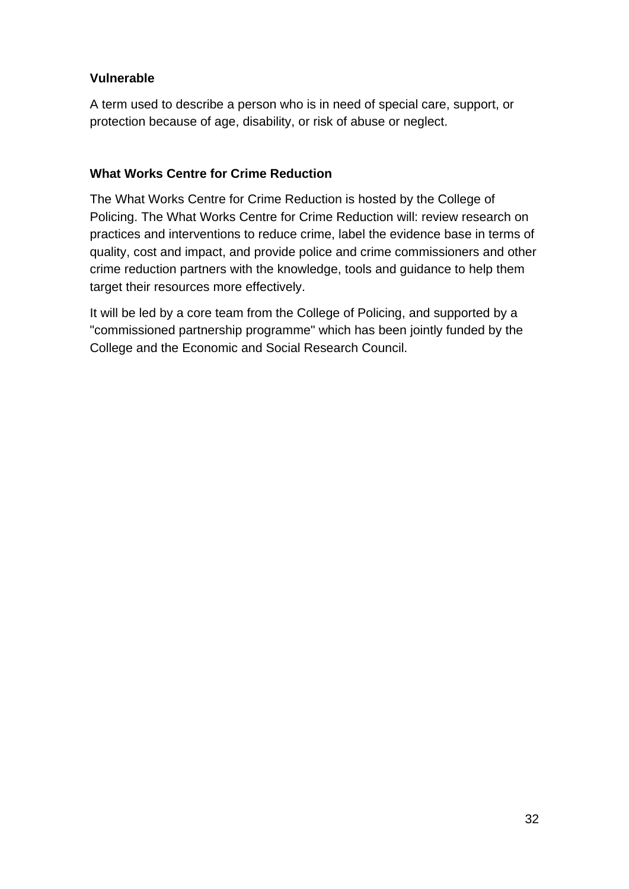**Vulnerable**

A term used to describe a person who is in need of special care, support, or protection because of age, disability, or risk of abuse or neglect.

**What Works Centre for Crime Reduction**

The What Works Centre for Crime Reduction is hosted by the College of Policing. The What Works Centre for Crime Reduction will: review research on practices and interventions to reduce crime, label the evidence base in terms of quality, cost and impact, and provide police and crime commissioners and other crime reduction partners with the knowledge, tools and guidance to help them target their resources more effectively.

It will be led by a core team from the College of Policing, and supported by a "commissioned partnership programme" which has been jointly funded by the College and the Economic and Social Research Council.